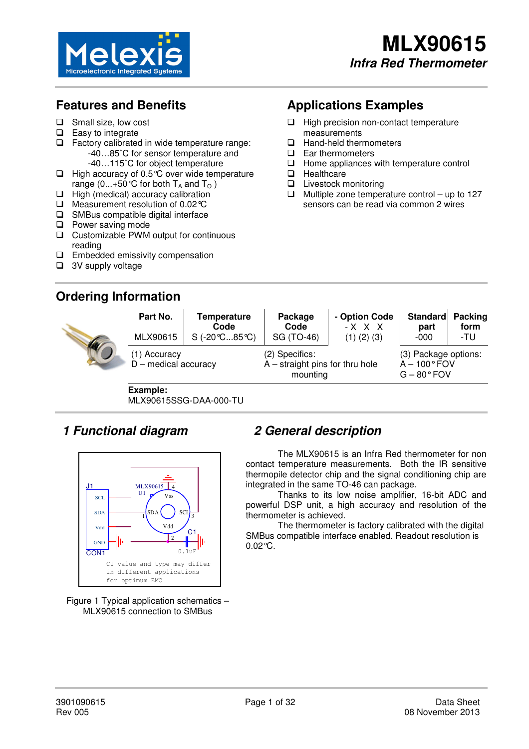# MLX90615

***Infra Red Thermometer***

## Features and Benefits

- Small size, low cost
- Easy to integrate
- Factory calibrated in wide temperature range:
  - -40…85˚C for sensor temperature and
  - -40…115˚C for object temperature
- High accuracy of 0.5℃ over wide temperature range (0...+50℃ for both $T_A$ and $T_O$ )
- High (medical) accuracy calibration
- Measurement resolution of 0.02℃
- SMBus compatible digital interface
- Power saving mode
- Customizable PWM output for continuous reading
- Embedded emissivity compensation
- 3V supply voltage

## Applications Examples

- High precision non-contact temperature measurements
- Hand-held thermometers
- Ear thermometers
- Home appliances with temperature control
- Healthcare
- Livestock monitoring
- Multiple zone temperature control – up to 127 sensors can be read via common 2 wires

## Ordering Information

| Part No. | Temperature Code | Package Code | - Option Code | Standard part | Packing form |
|---|---|---|---|---|---|
| MLX90615 | S (-20℃...85℃) | SG (TO-46) | - X X X<br>(1) (2) (3) | -000 | -TU |

(1) Accuracy
D – medical accuracy

(2) Specifics:
A – straight pins for thru hole mounting

(3) Package options:
A – 100° FOV
G – 80° FOV

**Example:**
MLX90615SSG-DAA-000-TU

## *1 Functional diagram*

Figure 1 Typical application schematics – MLX90615 connection to SMBus

## *2 General description*

The MLX90615 is an Infra Red thermometer for non contact temperature measurements. Both the IR sensitive thermopile detector chip and the signal conditioning chip are integrated in the same TO-46 can package.

Thanks to its low noise amplifier, 16-bit ADC and powerful DSP unit, a high accuracy and resolution of the thermometer is achieved.

The thermometer is factory calibrated with the digital SMBus compatible interface enabled. Readout resolution is 0.02℃.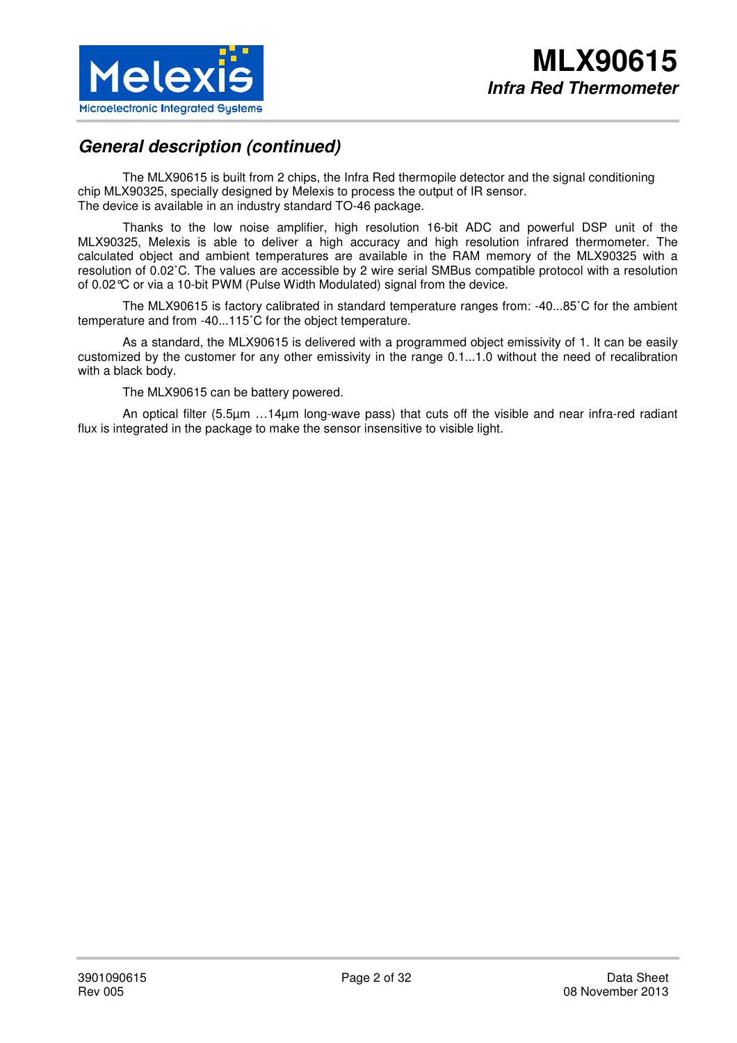## General description (continued)

The MLX90615 is built from 2 chips, the Infra Red thermopile detector and the signal conditioning chip MLX90325, specially designed by Melexis to process the output of IR sensor.
The device is available in an industry standard TO-46 package.

Thanks to the low noise amplifier, high resolution 16-bit ADC and powerful DSP unit of the MLX90325, Melexis is able to deliver a high accuracy and high resolution infrared thermometer. The calculated object and ambient temperatures are available in the RAM memory of the MLX90325 with a resolution of 0.02˚C. The values are accessible by 2 wire serial SMBus compatible protocol with a resolution of 0.02°C or via a 10-bit PWM (Pulse Width Modulated) signal from the device.

The MLX90615 is factory calibrated in standard temperature ranges from: -40...85˚C for the ambient temperature and from -40...115˚C for the object temperature.

As a standard, the MLX90615 is delivered with a programmed object emissivity of 1. It can be easily customized by the customer for any other emissivity in the range 0.1...1.0 without the need of recalibration with a black body.

The MLX90615 can be battery powered.

An optical filter (5.5µm …14µm long-wave pass) that cuts off the visible and near infra-red radiant flux is integrated in the package to make the sensor insensitive to visible light.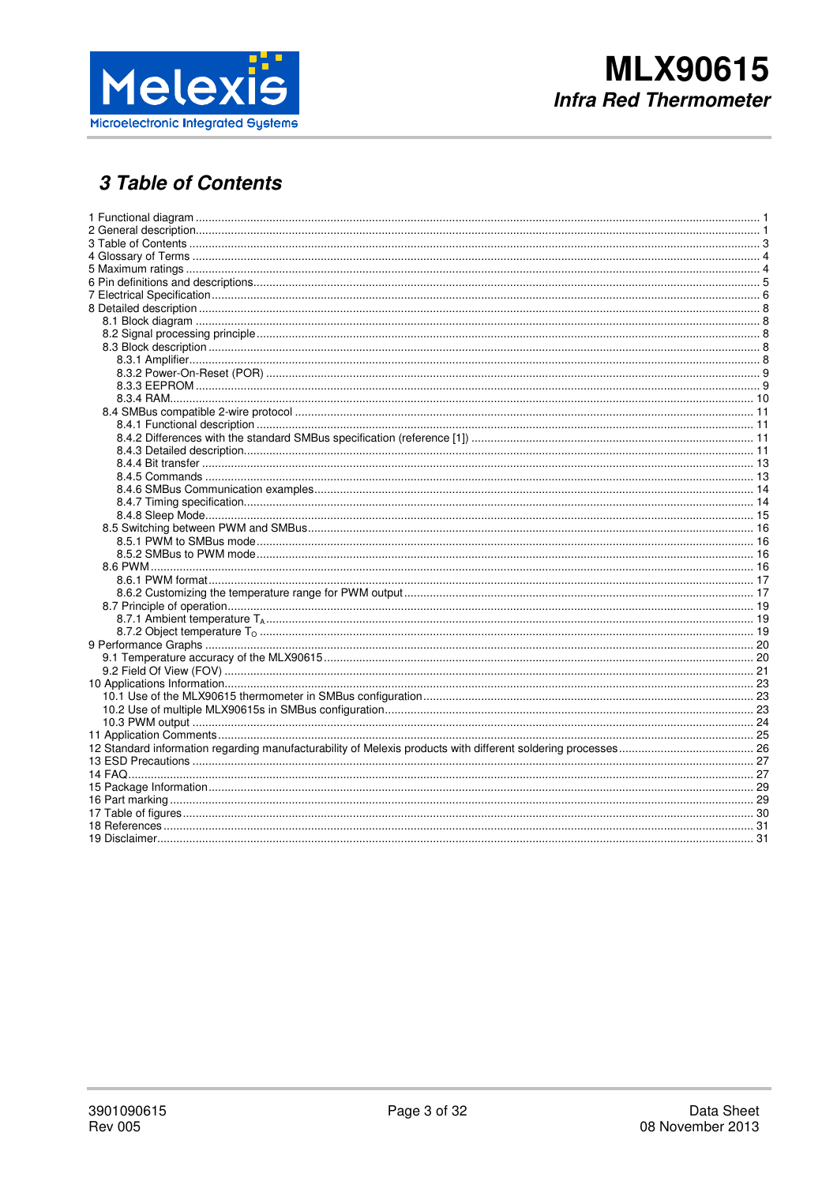## 3 Table of Contents

1 Functional diagram ..... 1
2 General description ..... 1
3 Table of Contents ..... 3
4 Glossary of Terms ..... 4
5 Maximum ratings ..... 4
6 Pin definitions and descriptions ..... 5
7 Electrical Specification ..... 6
8 Detailed description ..... 8
- 8.1 Block diagram ..... 8
- 8.2 Signal processing principle ..... 8
- 8.3 Block description ..... 8
  - 8.3.1 Amplifier ..... 8
  - 8.3.2 Power-On-Reset (POR) ..... 9
  - 8.3.3 EEPROM ..... 9
  - 8.3.4 RAM ..... 10
- 8.4 SMBus compatible 2-wire protocol ..... 11
  - 8.4.1 Functional description ..... 11
  - 8.4.2 Differences with the standard SMBus specification (reference [1]) ..... 11
  - 8.4.3 Detailed description ..... 11
  - 8.4.4 Bit transfer ..... 13
  - 8.4.5 Commands ..... 13
  - 8.4.6 SMBus Communication examples ..... 14
  - 8.4.7 Timing specification ..... 14
  - 8.4.8 Sleep Mode ..... 15
- 8.5 Switching between PWM and SMBus ..... 16
  - 8.5.1 PWM to SMBus mode ..... 16
  - 8.5.2 SMBus to PWM mode ..... 16
- 8.6 PWM ..... 16
  - 8.6.1 PWM format ..... 17
  - 8.6.2 Customizing the temperature range for PWM output ..... 17
- 8.7 Principle of operation ..... 19
  - 8.7.1 Ambient temperature $T_A$ ..... 19
  - 8.7.2 Object temperature $T_O$ ..... 19

9 Performance Graphs ..... 20
- 9.1 Temperature accuracy of the MLX90615 ..... 20
- 9.2 Field Of View (FOV) ..... 21

10 Applications Information ..... 23
- 10.1 Use of the MLX90615 thermometer in SMBus configuration ..... 23
- 10.2 Use of multiple MLX90615s in SMBus configuration ..... 23
- 10.3 PWM output ..... 24

11 Application Comments ..... 25
12 Standard information regarding manufacturability of Melexis products with different soldering processes ..... 26
13 ESD Precautions ..... 27
14 FAQ ..... 27
15 Package Information ..... 29
16 Part marking ..... 29
17 Table of figures ..... 30
18 References ..... 31
19 Disclaimer ..... 31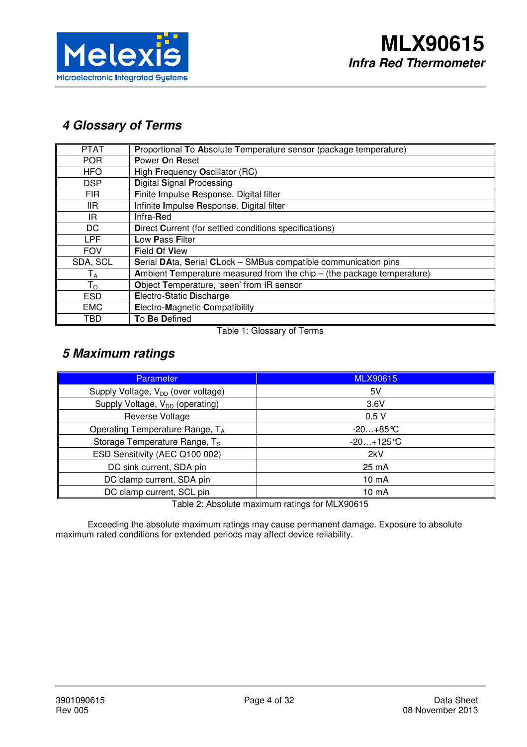## 4 Glossary of Terms

| | |
|---|---|
| PTAT | **P**roportional **T**o **A**bsolute **T**emperature sensor (package temperature) |
| POR | **P**ower **O**n **R**eset |
| HFO | **H**igh **F**requency **O**scillator (RC) |
| DSP | **D**igital **S**ignal **P**rocessing |
| FIR | **F**inite **I**mpulse **R**esponse. Digital filter |
| IIR | **I**nfinite **I**mpulse **R**esponse. Digital filter |
| IR | **I**nfra-**R**ed |
| DC | **D**irect **C**urrent (for settled conditions specifications) |
| LPF | **L**ow **P**ass **F**ilter |
| FOV | **F**ield **O**f **V**iew |
| SDA, SCL | **S**erial **DA**ta, **S**erial **CL**ock – SMBus compatible communication pins |
| $T_A$ | **A**mbient **T**emperature measured from the chip – (the package temperature) |
| $T_O$ | **O**bject **T**emperature, 'seen' from IR sensor |
| ESD | **E**lectro-**S**tatic **D**ischarge |
| EMC | **E**lectro-**M**agnetic **C**ompatibility |
| TBD | **T**o **B**e **D**efined |

Table 1: Glossary of Terms

## 5 Maximum ratings

| Parameter | MLX90615 |
|---|---|
| Supply Voltage, $V_{DD}$ (over voltage) | 5V |
| Supply Voltage, $V_{DD}$ (operating) | 3.6V |
| Reverse Voltage | 0.5 V |
| Operating Temperature Range, $T_A$ | -20…+85°C |
| Storage Temperature Range, $T_S$ | -20…+125°C |
| ESD Sensitivity (AEC Q100 002) | 2kV |
| DC sink current, SDA pin | 25 mA |
| DC clamp current, SDA pin | 10 mA |
| DC clamp current, SCL pin | 10 mA |

Table 2: Absolute maximum ratings for MLX90615

Exceeding the absolute maximum ratings may cause permanent damage. Exposure to absolute maximum rated conditions for extended periods may affect device reliability.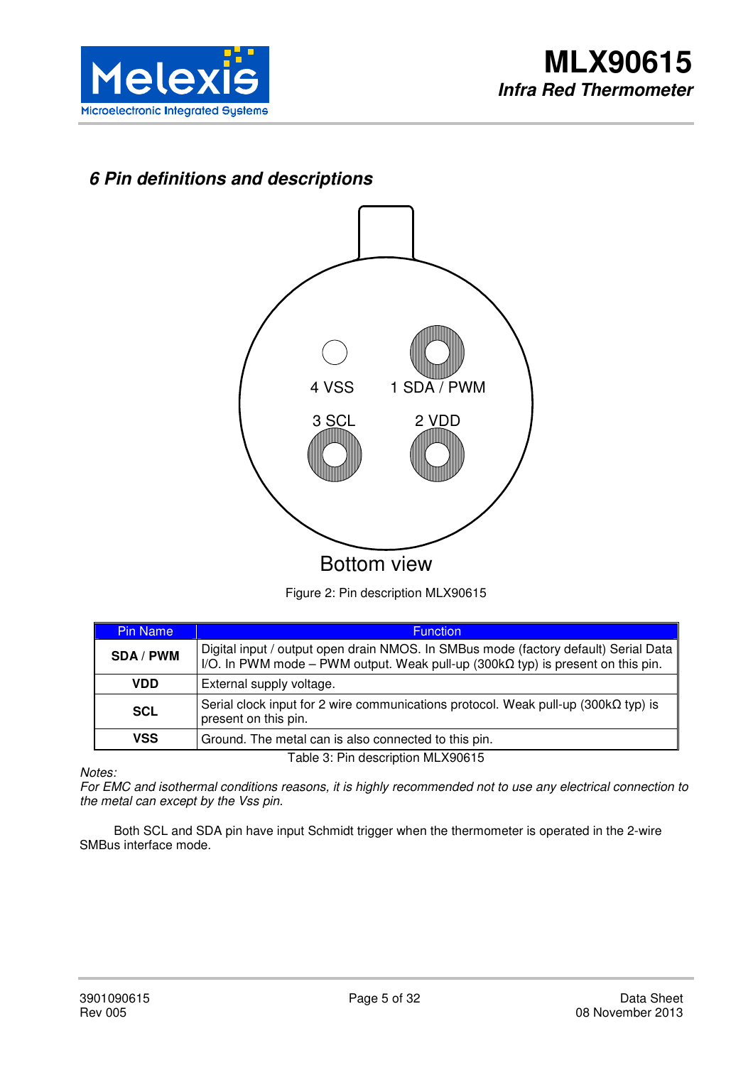## 6 Pin definitions and descriptions

4 VSS

1 SDA / PWM

3 SCL

2 VDD

Bottom view

Figure 2: Pin description MLX90615

| Pin Name | Function |
|---|---|
| **SDA / PWM** | Digital input / output open drain NMOS. In SMBus mode (factory default) Serial Data I/O. In PWM mode – PWM output. Weak pull-up (300kΩ typ) is present on this pin. |
| **VDD** | External supply voltage. |
| **SCL** | Serial clock input for 2 wire communications protocol. Weak pull-up (300kΩ typ) is present on this pin. |
| **VSS** | Ground. The metal can is also connected to this pin. |

Table 3: Pin description MLX90615

*Notes:*
*For EMC and isothermal conditions reasons, it is highly recommended not to use any electrical connection to the metal can except by the Vss pin.*

Both SCL and SDA pin have input Schmidt trigger when the thermometer is operated in the 2-wire SMBus interface mode.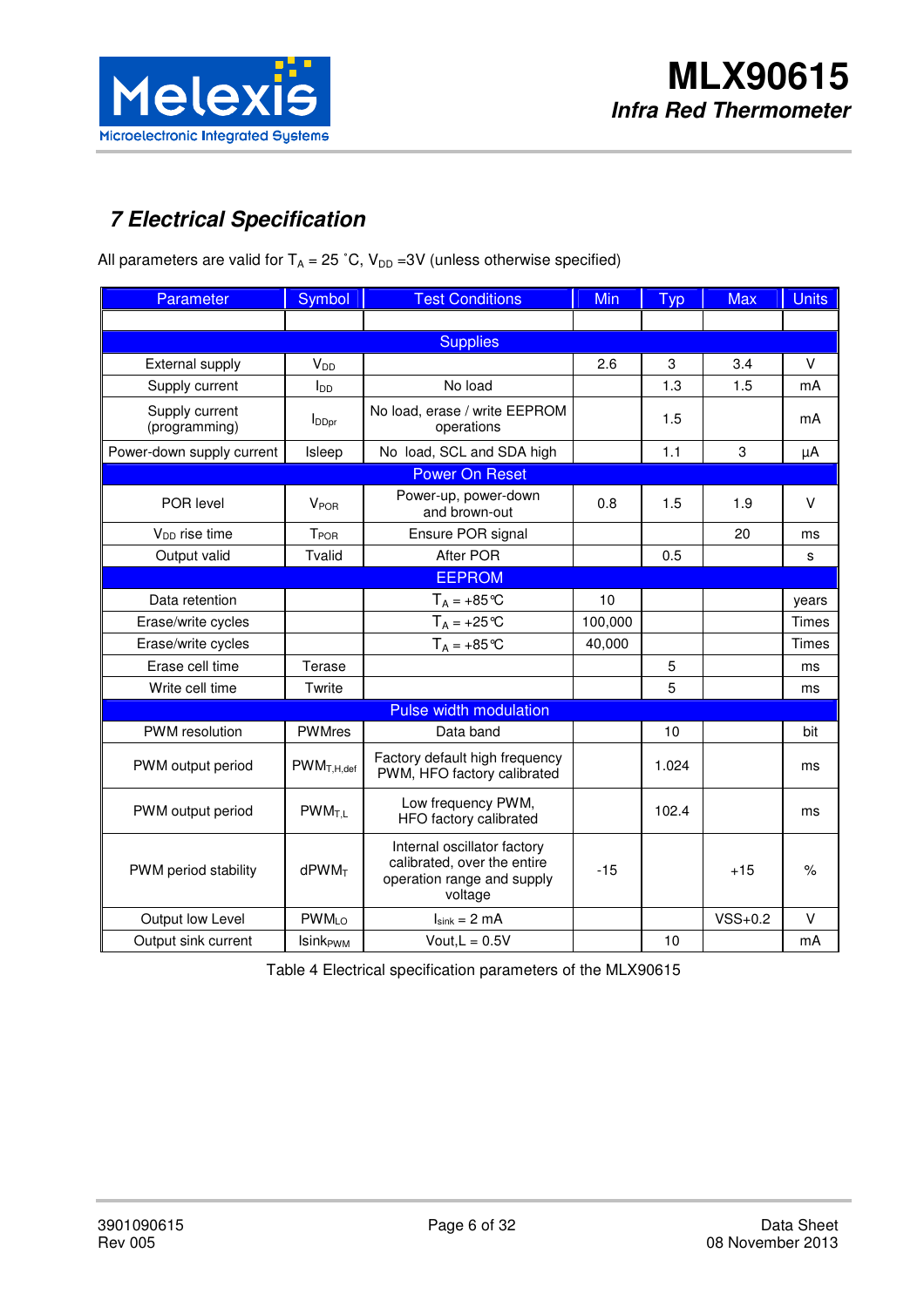# 7 Electrical Specification

All parameters are valid for $T_A$ = 25 ˚C, $V_{DD}$ =3V (unless otherwise specified)

| Parameter | Symbol | Test Conditions | Min | Typ | Max | Units |
|---|---|---|---|---|---|---|
| | | | | | | |
| **Supplies** | | | | | | |
| External supply | $V_{DD}$ | | 2.6 | 3 | 3.4 | V |
| Supply current | $I_{DD}$ | No load | | 1.3 | 1.5 | mA |
| Supply current (programming) | $I_{DDpr}$ | No load, erase / write EEPROM operations | | 1.5 | | mA |
| Power-down supply current | Isleep | No load, SCL and SDA high | | 1.1 | 3 | µA |
| **Power On Reset** | | | | | | |
| POR level | $V_{POR}$ | Power-up, power-down and brown-out | 0.8 | 1.5 | 1.9 | V |
| $V_{DD}$ rise time | $T_{POR}$ | Ensure POR signal | | | 20 | ms |
| Output valid | Tvalid | After POR | | 0.5 | | s |
| **EEPROM** | | | | | | |
| Data retention | | $T_A$ = +85°C | 10 | | | years |
| Erase/write cycles | | $T_A$ = +25°C | 100,000 | | | Times |
| Erase/write cycles | | $T_A$ = +85°C | 40,000 | | | Times |
| Erase cell time | Terase | | | 5 | | ms |
| Write cell time | Twrite | | | 5 | | ms |
| **Pulse width modulation** | | | | | | |
| PWM resolution | PWMres | Data band | | 10 | | bit |
| PWM output period | $PWM_{T,H,def}$ | Factory default high frequency PWM, HFO factory calibrated | | 1.024 | | ms |
| PWM output period | $PWM_{T,L}$ | Low frequency PWM, HFO factory calibrated | | 102.4 | | ms |
| PWM period stability | $dPWM_T$ | Internal oscillator factory calibrated, over the entire operation range and supply voltage | -15 | | +15 | % |
| Output low Level | $PWM_{LO}$ | $I_{sink}$ = 2 mA | | | VSS+0.2 | V |
| Output sink current | $Isink_{PWM}$ | Vout,L = 0.5V | | 10 | | mA |

Table 4 Electrical specification parameters of the MLX90615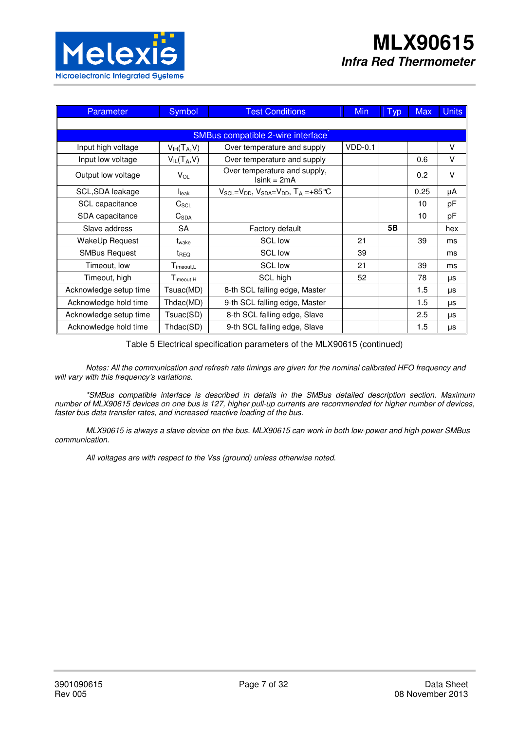| Parameter | Symbol | Test Conditions | Min | Typ | Max | Units |
|---|---|---|---|---|---|---|
| SMBus compatible 2-wire interface* | | | | | | |
| Input high voltage | $V_{IH}(T_A,V)$ | Over temperature and supply | VDD-0.1 | | | V |
| Input low voltage | $V_{IL}(T_A,V)$ | Over temperature and supply | | | 0.6 | V |
| Output low voltage | $V_{OL}$ | Over temperature and supply, Isink = 2mA | | | 0.2 | V |
| SCL,SDA leakage | $I_{leak}$ | $V_{SCL}=V_{DD}$, $V_{SDA}=V_{DD}$, $T_A$ =+85°C | | | 0.25 | µA |
| SCL capacitance | $C_{SCL}$ | | | | 10 | pF |
| SDA capacitance | $C_{SDA}$ | | | | 10 | pF |
| Slave address | SA | Factory default | | **5B** | | hex |
| WakeUp Request | $t_{wake}$ | SCL low | 21 | | 39 | ms |
| SMBus Request | $t_{REQ}$ | SCL low | 39 | | | ms |
| Timeout, low | $T_{imeout,L}$ | SCL low | 21 | | 39 | ms |
| Timeout, high | $T_{imeout,H}$ | SCL high | 52 | | 78 | µs |
| Acknowledge setup time | Tsuac(MD) | 8-th SCL falling edge, Master | | | 1.5 | µs |
| Acknowledge hold time | Thdac(MD) | 9-th SCL falling edge, Master | | | 1.5 | µs |
| Acknowledge setup time | Tsuac(SD) | 8-th SCL falling edge, Slave | | | 2.5 | µs |
| Acknowledge hold time | Thdac(SD) | 9-th SCL falling edge, Slave | | | 1.5 | µs |

Table 5 Electrical specification parameters of the MLX90615 (continued)

*Notes: All the communication and refresh rate timings are given for the nominal calibrated HFO frequency and will vary with this frequency's variations.*

*\*SMBus compatible interface is described in details in the SMBus detailed description section. Maximum number of MLX90615 devices on one bus is 127, higher pull-up currents are recommended for higher number of devices, faster bus data transfer rates, and increased reactive loading of the bus.*

*MLX90615 is always a slave device on the bus. MLX90615 can work in both low-power and high-power SMBus communication.*

*All voltages are with respect to the Vss (ground) unless otherwise noted.*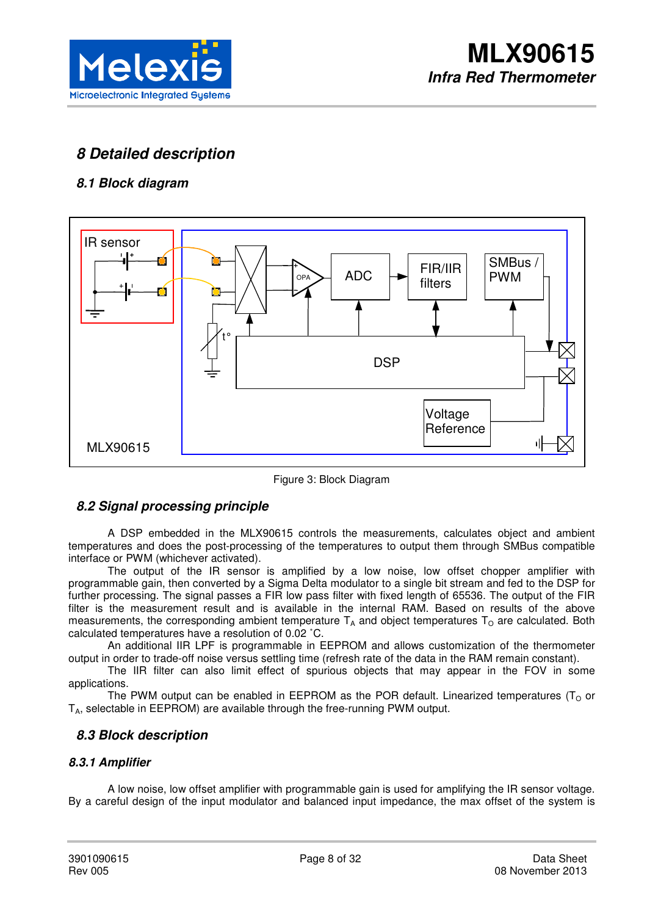# 8 Detailed description

## 8.1 Block diagram

Figure 3: Block Diagram

## 8.2 Signal processing principle

A DSP embedded in the MLX90615 controls the measurements, calculates object and ambient temperatures and does the post-processing of the temperatures to output them through SMBus compatible interface or PWM (whichever activated).

The output of the IR sensor is amplified by a low noise, low offset chopper amplifier with programmable gain, then converted by a Sigma Delta modulator to a single bit stream and fed to the DSP for further processing. The signal passes a FIR low pass filter with fixed length of 65536. The output of the FIR filter is the measurement result and is available in the internal RAM. Based on results of the above measurements, the corresponding ambient temperature $T_A$ and object temperatures $T_O$ are calculated. Both calculated temperatures have a resolution of 0.02 ˚C.

An additional IIR LPF is programmable in EEPROM and allows customization of the thermometer output in order to trade-off noise versus settling time (refresh rate of the data in the RAM remain constant).

The IIR filter can also limit effect of spurious objects that may appear in the FOV in some applications.

The PWM output can be enabled in EEPROM as the POR default. Linearized temperatures ($T_O$ or $T_A$, selectable in EEPROM) are available through the free-running PWM output.

## 8.3 Block description

### 8.3.1 Amplifier

A low noise, low offset amplifier with programmable gain is used for amplifying the IR sensor voltage. By a careful design of the input modulator and balanced input impedance, the max offset of the system is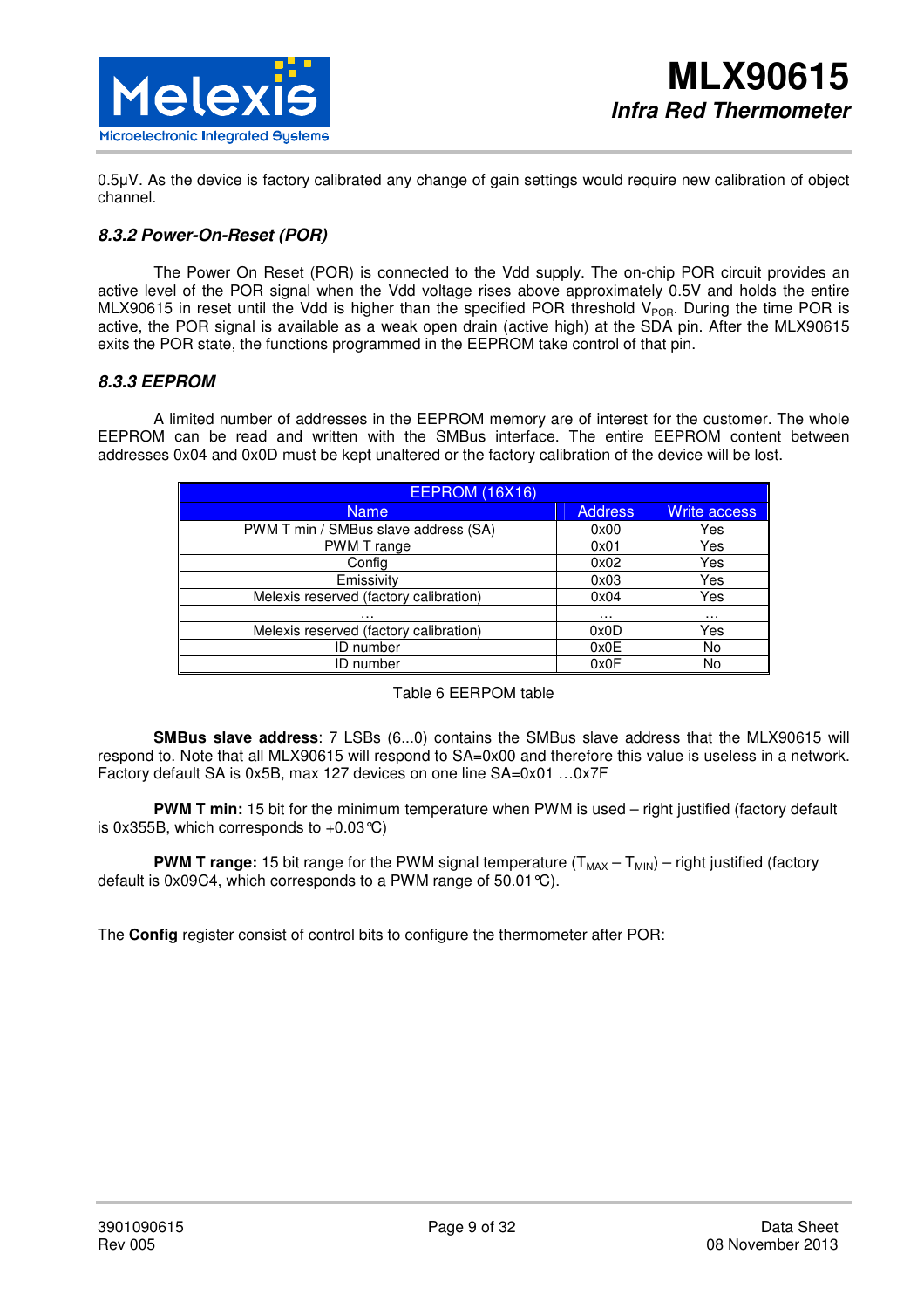0.5µV. As the device is factory calibrated any change of gain settings would require new calibration of object channel.

### *8.3.2 Power-On-Reset (POR)*

The Power On Reset (POR) is connected to the Vdd supply. The on-chip POR circuit provides an active level of the POR signal when the Vdd voltage rises above approximately 0.5V and holds the entire MLX90615 in reset until the Vdd is higher than the specified POR threshold $V_{POR}$. During the time POR is active, the POR signal is available as a weak open drain (active high) at the SDA pin. After the MLX90615 exits the POR state, the functions programmed in the EEPROM take control of that pin.

### *8.3.3 EEPROM*

A limited number of addresses in the EEPROM memory are of interest for the customer. The whole EEPROM can be read and written with the SMBus interface. The entire EEPROM content between addresses 0x04 and 0x0D must be kept unaltered or the factory calibration of the device will be lost.

| EEPROM (16X16) | | |
|---|---|---|
| Name | Address | Write access |
| PWM T min / SMBus slave address (SA) | 0x00 | Yes |
| PWM T range | 0x01 | Yes |
| Config | 0x02 | Yes |
| Emissivity | 0x03 | Yes |
| Melexis reserved (factory calibration) | 0x04 | Yes |
| … | … | … |
| Melexis reserved (factory calibration) | 0x0D | Yes |
| ID number | 0x0E | No |
| ID number | 0x0F | No |

Table 6 EERPOM table

**SMBus slave address**: 7 LSBs (6...0) contains the SMBus slave address that the MLX90615 will respond to. Note that all MLX90615 will respond to SA=0x00 and therefore this value is useless in a network. Factory default SA is 0x5B, max 127 devices on one line SA=0x01 …0x7F

**PWM T min:** 15 bit for the minimum temperature when PWM is used – right justified (factory default is 0x355B, which corresponds to +0.03°C)

**PWM T range:** 15 bit range for the PWM signal temperature ($T_{MAX} – T_{MIN}$) – right justified (factory default is 0x09C4, which corresponds to a PWM range of 50.01°C).

The **Config** register consist of control bits to configure the thermometer after POR: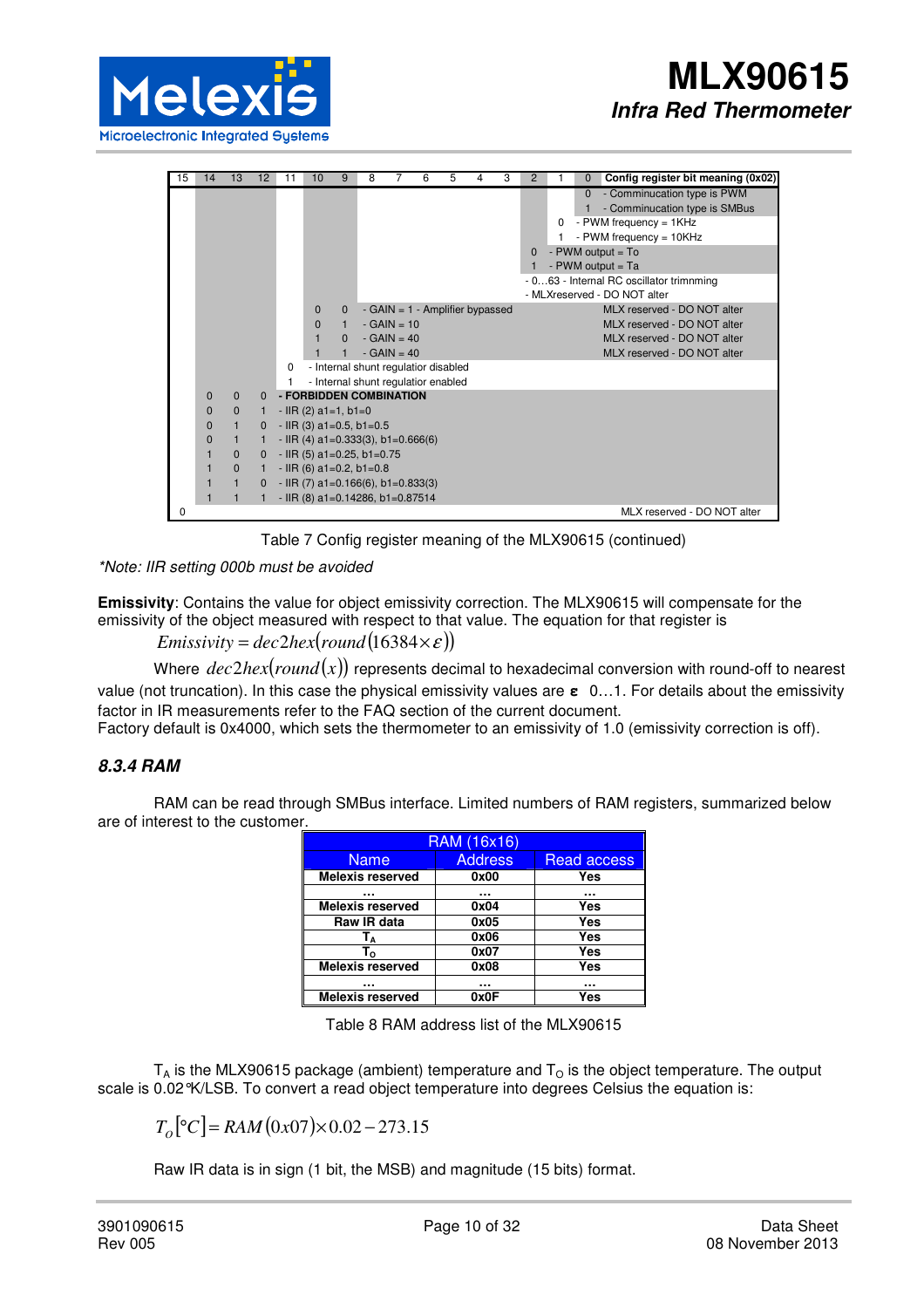| 15 | 14 | 13 | 12 | 11 | 10 | 9 | 8 | 7 | 6 | 5 | 4 | 3 | 2 | 1 | 0 | Config register bit meaning (0x02) |
|---|---|---|---|---|---|---|---|---|---|---|---|---|---|---|---|---|
| | | | | | | | | | | | | | | | 0 | - Comminucation type is PWM |
| | | | | | | | | | | | | | | | 1 | - Comminucation type is SMBus |
| | | | | | | | | | | | | | | 0 | | - PWM frequency = 1KHz |
| | | | | | | | | | | | | | | 1 | | - PWM frequency = 10KHz |
| | | | | | | | | | | | | | 0 | | | - PWM output = To |
| | | | | | | | | | | | | | 1 | | | - PWM output = Ta |
| | | | | | | | | | | | | | | | | - 0…63 - Internal RC oscillator trimnming |
| | | | | | | | | | | | | | | | | - MLXreserved - DO NOT alter |
| | | | | | 0 | 0 | - GAIN = 1 - Amplifier bypassed | | | | | | | | | MLX reserved - DO NOT alter |
| | | | | | 0 | 1 | - GAIN = 10 | | | | | | | | | MLX reserved - DO NOT alter |
| | | | | | 1 | 0 | - GAIN = 40 | | | | | | | | | MLX reserved - DO NOT alter |
| | | | | | 1 | 1 | - GAIN = 40 | | | | | | | | | MLX reserved - DO NOT alter |
| | | | | 0 | | | - Internal shunt regulatior disabled | | | | | | | | | |
| | | | | 1 | | | - Internal shunt regulatior enabled | | | | | | | | | |
| | 0 | 0 | 0 | **- FORBIDDEN COMBINATION** | | | | | | | | | | | | |
| | 0 | 0 | 1 | - IIR (2) a1=1, b1=0 | | | | | | | | | | | | |
| | 0 | 1 | 0 | - IIR (3) a1=0.5, b1=0.5 | | | | | | | | | | | | |
| | 0 | 1 | 1 | - IIR (4) a1=0.333(3), b1=0.666(6) | | | | | | | | | | | | |
| | 1 | 0 | 0 | - IIR (5) a1=0.25, b1=0.75 | | | | | | | | | | | | |
| | 1 | 0 | 1 | - IIR (6) a1=0.2, b1=0.8 | | | | | | | | | | | | |
| | 1 | 1 | 0 | - IIR (7) a1=0.166(6), b1=0.833(3) | | | | | | | | | | | | |
| | 1 | 1 | 1 | - IIR (8) a1=0.14286, b1=0.87514 | | | | | | | | | | | | |
| 0 | | | | | | | | | | | | | | | | MLX reserved - DO NOT alter |

Table 7 Config register meaning of the MLX90615 (continued)

*\*Note: IIR setting 000b must be avoided*

**Emissivity**: Contains the value for object emissivity correction. The MLX90615 will compensate for the emissivity of the object measured with respect to that value. The equation for that register is

$$Emissivity = dec2hex(round(16384 \times \varepsilon))$$

Where $dec2hex(round(x))$ represents decimal to hexadecimal conversion with round-off to nearest value (not truncation). In this case the physical emissivity values are $\varepsilon$ 0…1. For details about the emissivity factor in IR measurements refer to the FAQ section of the current document.
Factory default is 0x4000, which sets the thermometer to an emissivity of 1.0 (emissivity correction is off).

### 8.3.4 RAM

RAM can be read through SMBus interface. Limited numbers of RAM registers, summarized below are of interest to the customer.

| RAM (16x16) | | |
|---|---|---|
| Name | Address | Read access |
| **Melexis reserved** | **0x00** | **Yes** |
| **…** | **…** | **…** |
| **Melexis reserved** | **0x04** | **Yes** |
| **Raw IR data** | **0x05** | **Yes** |
| **$T_A$** | **0x06** | **Yes** |
| **$T_O$** | **0x07** | **Yes** |
| **Melexis reserved** | **0x08** | **Yes** |
| **…** | **…** | **…** |
| **Melexis reserved** | **0x0F** | **Yes** |

Table 8 RAM address list of the MLX90615

$T_A$ is the MLX90615 package (ambient) temperature and $T_O$ is the object temperature. The output scale is 0.02°K/LSB. To convert a read object temperature into degrees Celsius the equation is:

$$T_O[°C] = RAM(0x07) \times 0.02 - 273.15$$

Raw IR data is in sign (1 bit, the MSB) and magnitude (15 bits) format.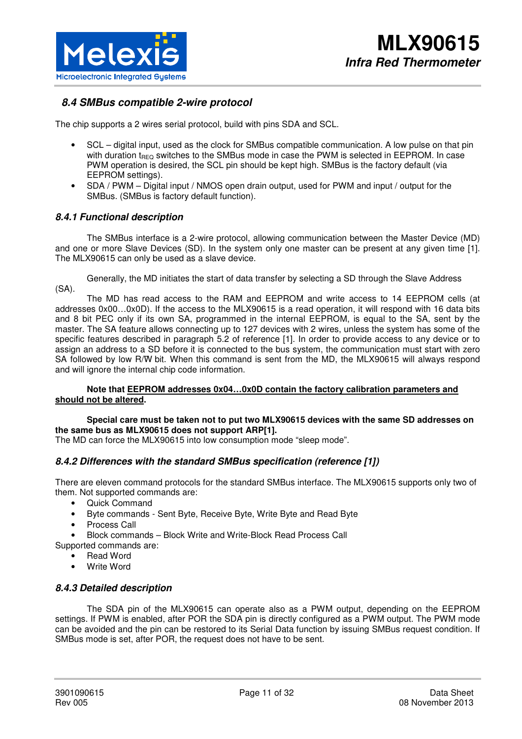## 8.4 SMBus compatible 2-wire protocol

The chip supports a 2 wires serial protocol, build with pins SDA and SCL.

- SCL – digital input, used as the clock for SMBus compatible communication. A low pulse on that pin with duration $t_{REQ}$ switches to the SMBus mode in case the PWM is selected in EEPROM. In case PWM operation is desired, the SCL pin should be kept high. SMBus is the factory default (via EEPROM settings).
- SDA / PWM – Digital input / NMOS open drain output, used for PWM and input / output for the SMBus. (SMBus is factory default function).

### 8.4.1 Functional description

The SMBus interface is a 2-wire protocol, allowing communication between the Master Device (MD) and one or more Slave Devices (SD). In the system only one master can be present at any given time [1]. The MLX90615 can only be used as a slave device.

Generally, the MD initiates the start of data transfer by selecting a SD through the Slave Address (SA).

The MD has read access to the RAM and EEPROM and write access to 14 EEPROM cells (at addresses 0x00…0x0D). If the access to the MLX90615 is a read operation, it will respond with 16 data bits and 8 bit PEC only if its own SA, programmed in the internal EEPROM, is equal to the SA, sent by the master. The SA feature allows connecting up to 127 devices with 2 wires, unless the system has some of the specific features described in paragraph 5.2 of reference [1]. In order to provide access to any device or to assign an address to a SD before it is connected to the bus system, the communication must start with zero SA followed by low R/W̄ bit. When this command is sent from the MD, the MLX90615 will always respond and will ignore the internal chip code information.

**Note that <u>EEPROM addresses 0x04…0x0D contain the factory calibration parameters and should not be altered</u>.**

**Special care must be taken not to put two MLX90615 devices with the same SD addresses on the same bus as MLX90615 does not support ARP[1].**
The MD can force the MLX90615 into low consumption mode "sleep mode".

### 8.4.2 Differences with the standard SMBus specification (reference [1])

There are eleven command protocols for the standard SMBus interface. The MLX90615 supports only two of them. Not supported commands are:

- Quick Command
- Byte commands - Sent Byte, Receive Byte, Write Byte and Read Byte
- Process Call
- Block commands – Block Write and Write-Block Read Process Call

Supported commands are:

- Read Word
- Write Word

### 8.4.3 Detailed description

The SDA pin of the MLX90615 can operate also as a PWM output, depending on the EEPROM settings. If PWM is enabled, after POR the SDA pin is directly configured as a PWM output. The PWM mode can be avoided and the pin can be restored to its Serial Data function by issuing SMBus request condition. If SMBus mode is set, after POR, the request does not have to be sent.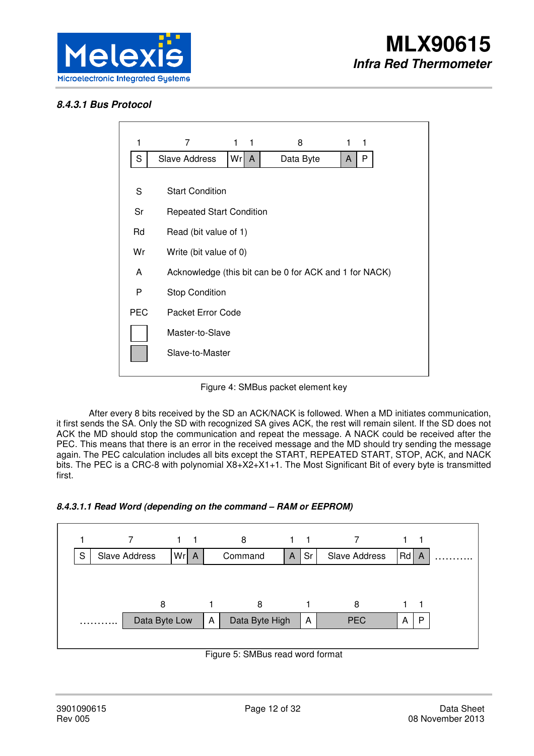#### 8.4.3.1 Bus Protocol

| 1 | 7 | 1 | 1 | 8 | 1 | 1 |
|---|---|---|---|---|---|---|
| S | Slave Address | Wr | A | Data Byte | A | P |

| | |
|---|---|
| S | Start Condition |
| Sr | Repeated Start Condition |
| Rd | Read (bit value of 1) |
| Wr | Write (bit value of 0) |
| A | Acknowledge (this bit can be 0 for ACK and 1 for NACK) |
| P | Stop Condition |
| PEC | Packet Error Code |
| (white box) | Master-to-Slave |
| (grey box) | Slave-to-Master |

Figure 4: SMBus packet element key

After every 8 bits received by the SD an ACK/NACK is followed. When a MD initiates communication, it first sends the SA. Only the SD with recognized SA gives ACK, the rest will remain silent. If the SD does not ACK the MD should stop the communication and repeat the message. A NACK could be received after the PEC. This means that there is an error in the received message and the MD should try sending the message again. The PEC calculation includes all bits except the START, REPEATED START, STOP, ACK, and NACK bits. The PEC is a CRC-8 with polynomial X8+X2+X1+1. The Most Significant Bit of every byte is transmitted first.

##### 8.4.3.1.1 Read Word (depending on the command – RAM or EEPROM)

| 1 | 7 | 1 | 1 | 8 | 1 | 1 | 7 | 1 | 1 | |
|---|---|---|---|---|---|---|---|---|---|---|
| S | Slave Address | Wr | A | Command | A | Sr | Slave Address | Rd | A | ……….. |

| | 8 | 1 | 8 | 1 | 8 | 1 | 1 |
|---|---|---|---|---|---|---|---|
| ……….. | Data Byte Low | A | Data Byte High | A | PEC | A | P |

Figure 5: SMBus read word format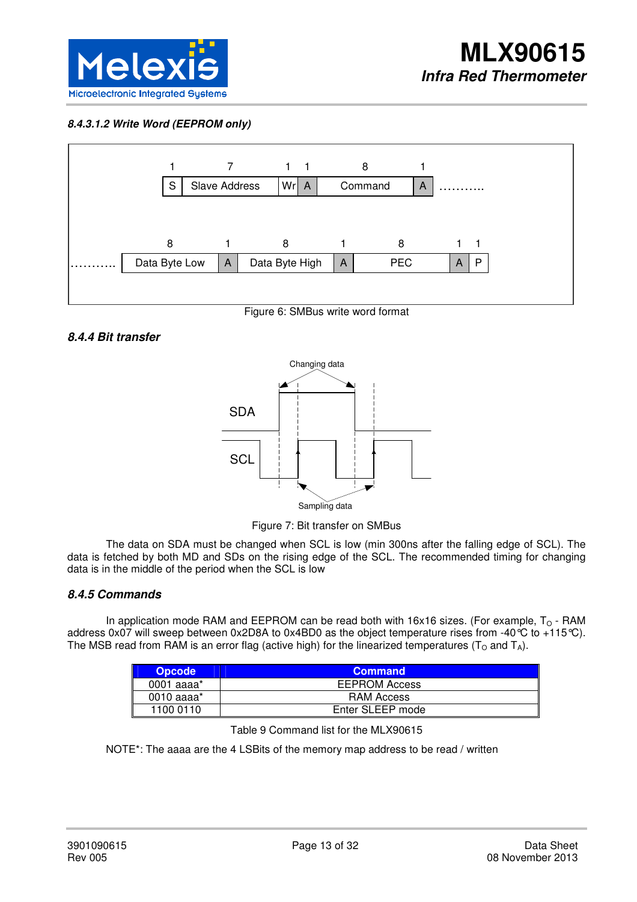#### *8.4.3.1.2 Write Word (EEPROM only)*

| 1 | 7 | 1 | 1 | 8 | 1 | |
|---|---|---|---|---|---|---|
| S | Slave Address | Wr | A | Command | A | ……….. |

| | 8 | 1 | 8 | 1 | 8 | 1 | 1 |
|---|---|---|---|---|---|---|---|
| ……….. | Data Byte Low | A | Data Byte High | A | PEC | A | P |

Figure 6: SMBus write word format

### *8.4.4 Bit transfer*

Changing data

SDA

SCL

Sampling data

Figure 7: Bit transfer on SMBus

The data on SDA must be changed when SCL is low (min 300ns after the falling edge of SCL). The data is fetched by both MD and SDs on the rising edge of the SCL. The recommended timing for changing data is in the middle of the period when the SCL is low

### *8.4.5 Commands*

In application mode RAM and EEPROM can be read both with 16x16 sizes. (For example, $T_O$ - RAM address 0x07 will sweep between 0x2D8A to 0x4BD0 as the object temperature rises from -40℃ to +115℃). The MSB read from RAM is an error flag (active high) for the linearized temperatures ($T_O$ and $T_A$).

| Opcode | Command |
|---|---|
| 0001 aaaa* | EEPROM Access |
| 0010 aaaa* | RAM Access |
| 1100 0110 | Enter SLEEP mode |

Table 9 Command list for the MLX90615

NOTE*: The aaaa are the 4 LSBits of the memory map address to be read / written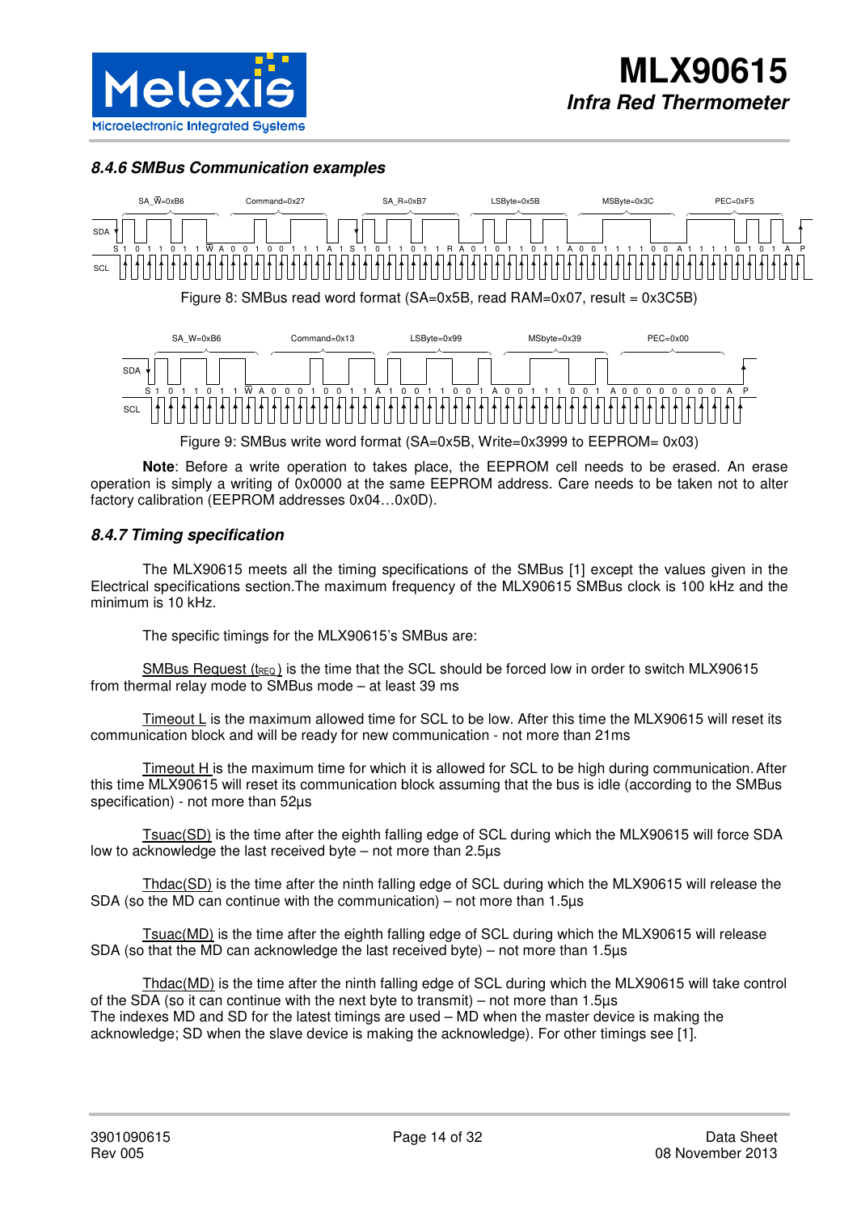### 8.4.6 SMBus Communication examples

Figure 8: SMBus read word format (SA=0x5B, read RAM=0x07, result = 0x3C5B)

Figure 9: SMBus write word format (SA=0x5B, Write=0x3999 to EEPROM= 0x03)

**Note**: Before a write operation to takes place, the EEPROM cell needs to be erased. An erase operation is simply a writing of 0x0000 at the same EEPROM address. Care needs to be taken not to alter factory calibration (EEPROM addresses 0x04…0x0D).

### 8.4.7 Timing specification

The MLX90615 meets all the timing specifications of the SMBus [1] except the values given in the Electrical specifications section.The maximum frequency of the MLX90615 SMBus clock is 100 kHz and the minimum is 10 kHz.

The specific timings for the MLX90615's SMBus are:

SMBus Request ($t_{REQ}$) is the time that the SCL should be forced low in order to switch MLX90615 from thermal relay mode to SMBus mode – at least 39 ms

Timeout L is the maximum allowed time for SCL to be low. After this time the MLX90615 will reset its communication block and will be ready for new communication - not more than 21ms

Timeout H is the maximum time for which it is allowed for SCL to be high during communication. After this time MLX90615 will reset its communication block assuming that the bus is idle (according to the SMBus specification) - not more than 52µs

Tsuac(SD) is the time after the eighth falling edge of SCL during which the MLX90615 will force SDA low to acknowledge the last received byte – not more than 2.5µs

Thdac(SD) is the time after the ninth falling edge of SCL during which the MLX90615 will release the SDA (so the MD can continue with the communication) – not more than 1.5µs

Tsuac(MD) is the time after the eighth falling edge of SCL during which the MLX90615 will release SDA (so that the MD can acknowledge the last received byte) – not more than 1.5µs

Thdac(MD) is the time after the ninth falling edge of SCL during which the MLX90615 will take control of the SDA (so it can continue with the next byte to transmit) – not more than 1.5µs
The indexes MD and SD for the latest timings are used – MD when the master device is making the acknowledge; SD when the slave device is making the acknowledge). For other timings see [1].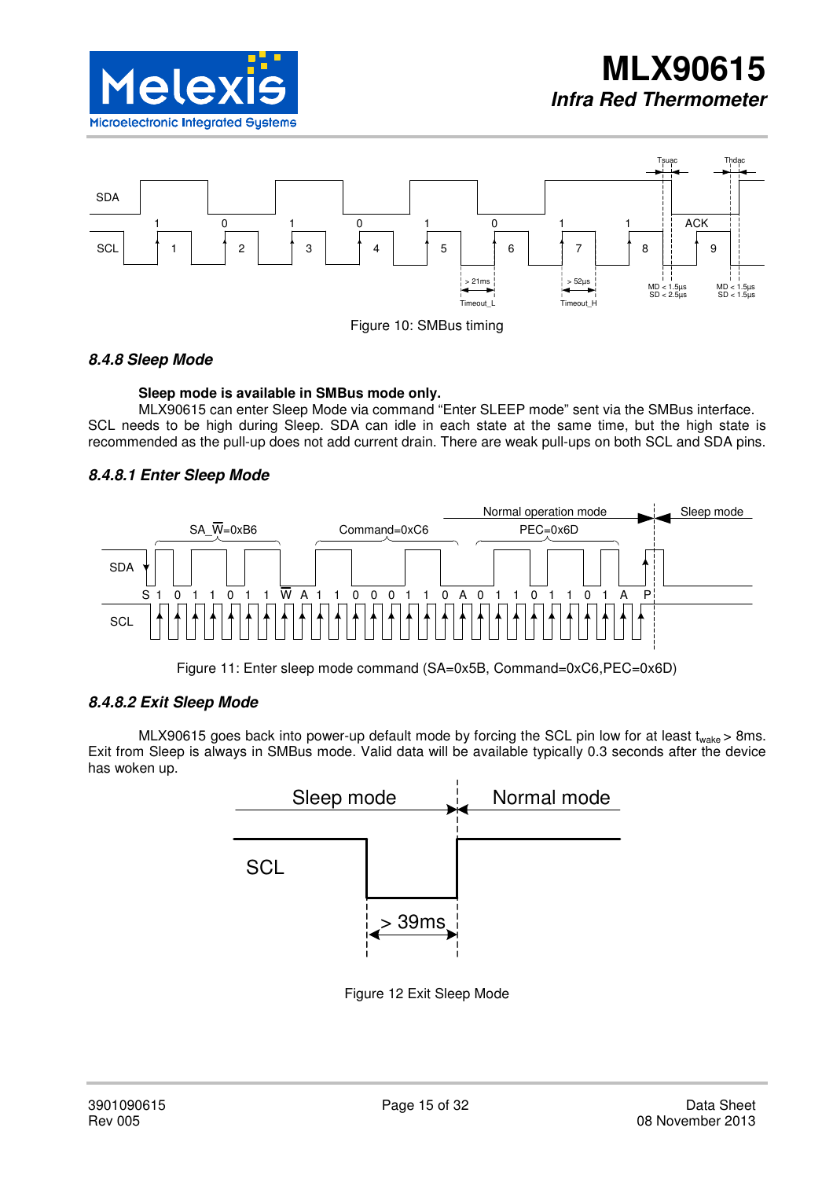Figure 10: SMBus timing

### 8.4.8 Sleep Mode

**Sleep mode is available in SMBus mode only.**

MLX90615 can enter Sleep Mode via command “Enter SLEEP mode” sent via the SMBus interface. SCL needs to be high during Sleep. SDA can idle in each state at the same time, but the high state is recommended as the pull-up does not add current drain. There are weak pull-ups on both SCL and SDA pins.

#### 8.4.8.1 Enter Sleep Mode

Figure 11: Enter sleep mode command (SA=0x5B, Command=0xC6,PEC=0x6D)

#### 8.4.8.2 Exit Sleep Mode

MLX90615 goes back into power-up default mode by forcing the SCL pin low for at least $t_{wake}$ > 8ms. Exit from Sleep is always in SMBus mode. Valid data will be available typically 0.3 seconds after the device has woken up.

Figure 12 Exit Sleep Mode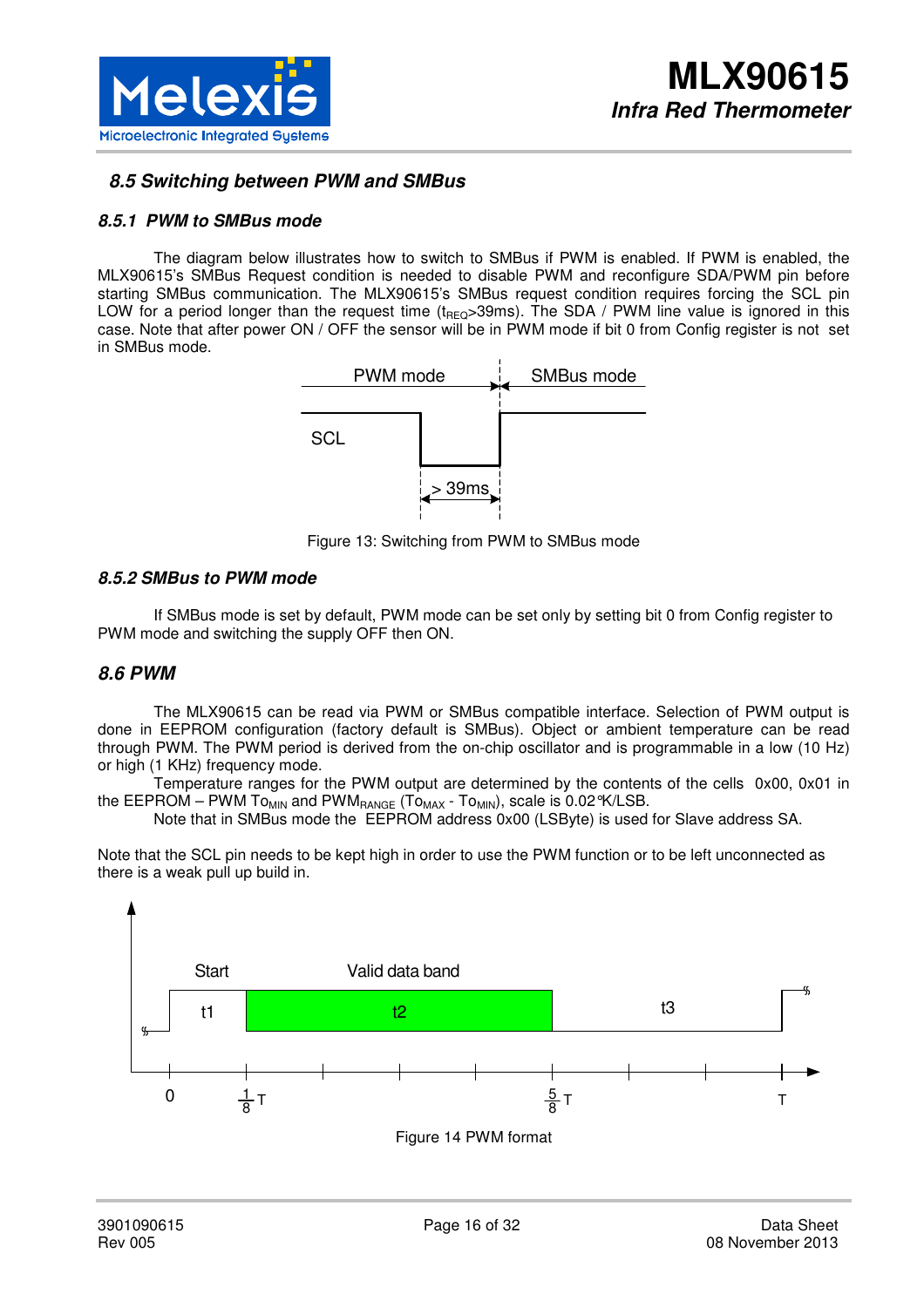## 8.5 Switching between PWM and SMBus

### 8.5.1 PWM to SMBus mode

The diagram below illustrates how to switch to SMBus if PWM is enabled. If PWM is enabled, the MLX90615's SMBus Request condition is needed to disable PWM and reconfigure SDA/PWM pin before starting SMBus communication. The MLX90615's SMBus request condition requires forcing the SCL pin LOW for a period longer than the request time ($t_{REQ}$>39ms). The SDA / PWM line value is ignored in this case. Note that after power ON / OFF the sensor will be in PWM mode if bit 0 from Config register is not set in SMBus mode.

Figure 13: Switching from PWM to SMBus mode

### 8.5.2 SMBus to PWM mode

If SMBus mode is set by default, PWM mode can be set only by setting bit 0 from Config register to PWM mode and switching the supply OFF then ON.

## 8.6 PWM

The MLX90615 can be read via PWM or SMBus compatible interface. Selection of PWM output is done in EEPROM configuration (factory default is SMBus). Object or ambient temperature can be read through PWM. The PWM period is derived from the on-chip oscillator and is programmable in a low (10 Hz) or high (1 KHz) frequency mode.

Temperature ranges for the PWM output are determined by the contents of the cells 0x00, 0x01 in the EEPROM – PWM $To_{MIN}$ and $PWM_{RANGE}$ ($To_{MAX}$ - $To_{MIN}$), scale is 0.02°K/LSB.

Note that in SMBus mode the EEPROM address 0x00 (LSByte) is used for Slave address SA.

Note that the SCL pin needs to be kept high in order to use the PWM function or to be left unconnected as there is a weak pull up build in.

Figure 14 PWM format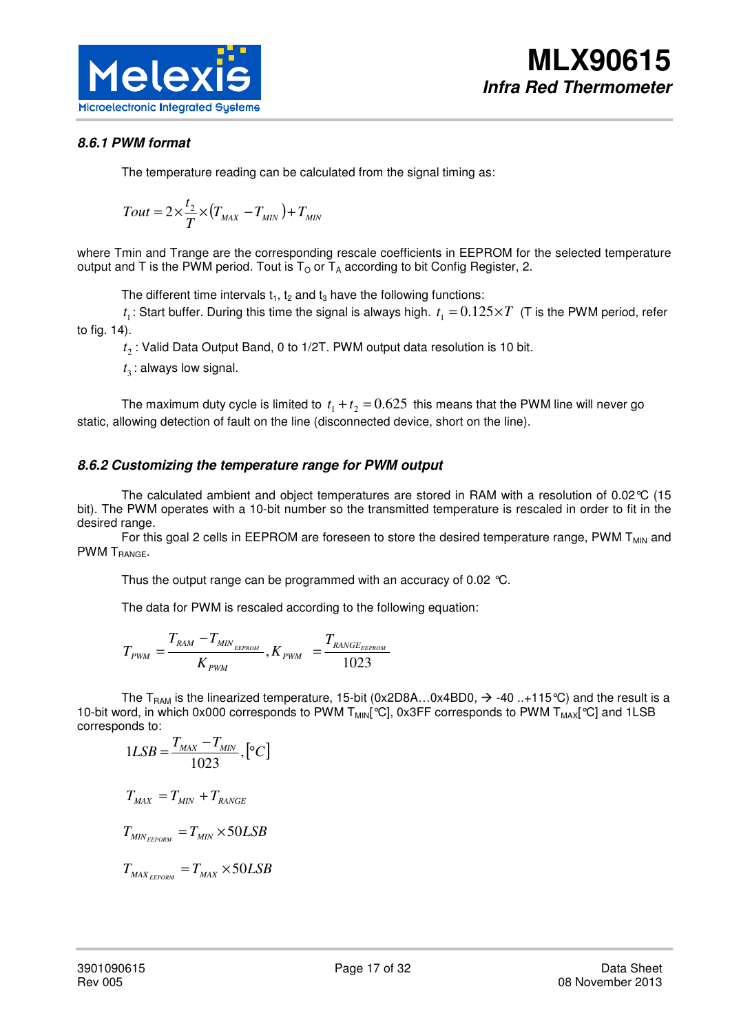### 8.6.1 PWM format

The temperature reading can be calculated from the signal timing as:

$$Tout = 2 \times \frac{t_2}{T} \times (T_{MAX} - T_{MIN}) + T_{MIN}$$

where Tmin and Trange are the corresponding rescale coefficients in EEPROM for the selected temperature output and T is the PWM period. Tout is $T_O$ or $T_A$ according to bit Config Register, 2.

The different time intervals $t_1$, $t_2$ and $t_3$ have the following functions:

$t_1$: Start buffer. During this time the signal is always high. $t_1 = 0.125 \times T$ (T is the PWM period, refer to fig. 14).

$t_2$: Valid Data Output Band, 0 to 1/2T. PWM output data resolution is 10 bit.

$t_3$: always low signal.

The maximum duty cycle is limited to $t_1 + t_2 = 0.625$ this means that the PWM line will never go static, allowing detection of fault on the line (disconnected device, short on the line).

### 8.6.2 Customizing the temperature range for PWM output

The calculated ambient and object temperatures are stored in RAM with a resolution of 0.02℃ (15 bit). The PWM operates with a 10-bit number so the transmitted temperature is rescaled in order to fit in the desired range.

For this goal 2 cells in EEPROM are foreseen to store the desired temperature range, PWM $T_{MIN}$ and PWM $T_{RANGE}$.

Thus the output range can be programmed with an accuracy of 0.02 ℃.

The data for PWM is rescaled according to the following equation:

$$T_{PWM} = \frac{T_{RAM} - T_{MIN_{EEPROM}}}{K_{PWM}}, K_{PWM} = \frac{T_{RANGE_{EEPROM}}}{1023}$$

The $T_{RAM}$ is the linearized temperature, 15-bit (0x2D8A…0x4BD0, → -40 ..+115℃) and the result is a 10-bit word, in which 0x000 corresponds to PWM $T_{MIN}$[℃], 0x3FF corresponds to PWM $T_{MAX}$[℃] and 1LSB corresponds to:

$$1LSB = \frac{T_{MAX} - T_{MIN}}{1023}, [°C]$$

$$T_{MAX} = T_{MIN} + T_{RANGE}$$

$$T_{MIN_{EEPORM}} = T_{MIN} \times 50LSB$$

$$T_{MAX_{EEPORM}} = T_{MAX} \times 50LSB$$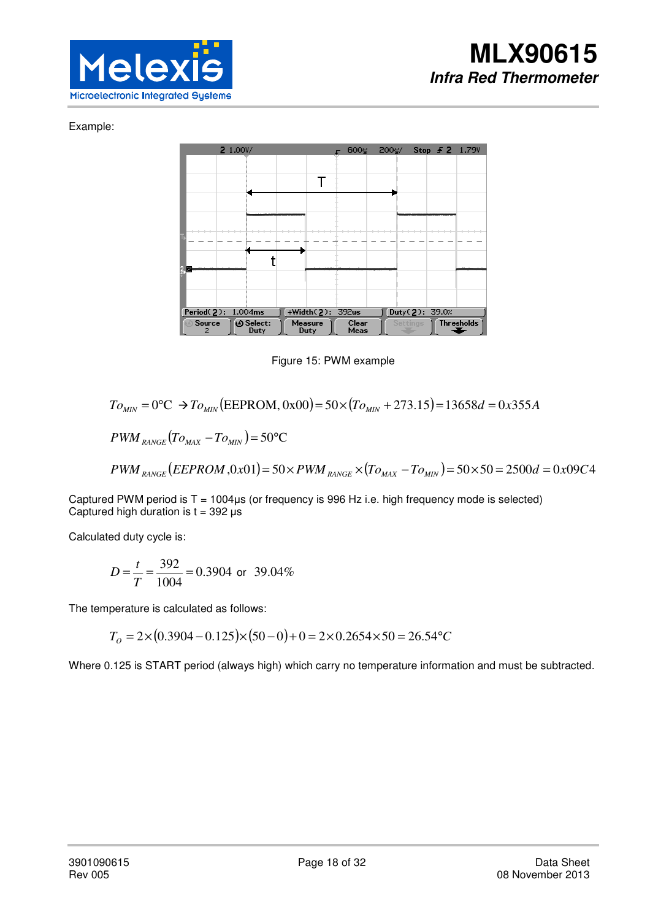Example:

Figure 15: PWM example

$$To_{MIN} = 0°C \rightarrow To_{MIN}(\text{EEPROM, 0x00}) = 50 \times (To_{MIN} + 273.15) = 13658d = 0x355A$$

$$PWM_{RANGE}(To_{MAX} - To_{MIN}) = 50°C$$

$$PWM_{RANGE}(EEPROM, 0x01) = 50 \times PWM_{RANGE} \times (To_{MAX} - To_{MIN}) = 50 \times 50 = 2500d = 0x09C4$$

Captured PWM period is T = 1004µs (or frequency is 996 Hz i.e. high frequency mode is selected)
Captured high duration is t = 392 µs

Calculated duty cycle is:

$$D = \frac{t}{T} = \frac{392}{1004} = 0.3904 \text{ or } 39.04\%$$

The temperature is calculated as follows:

$$T_O = 2 \times (0.3904 - 0.125) \times (50 - 0) + 0 = 2 \times 0.2654 \times 50 = 26.54°C$$

Where 0.125 is START period (always high) which carry no temperature information and must be subtracted.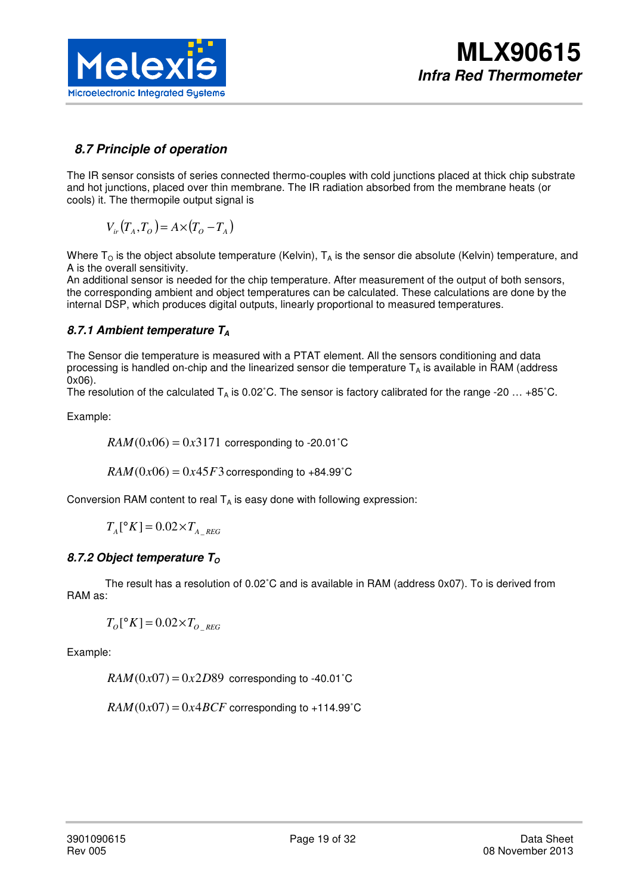## 8.7 Principle of operation

The IR sensor consists of series connected thermo-couples with cold junctions placed at thick chip substrate and hot junctions, placed over thin membrane. The IR radiation absorbed from the membrane heats (or cools) it. The thermopile output signal is

$$V_{ir}(T_A, T_O) = A \times (T_O - T_A)$$

Where $T_O$ is the object absolute temperature (Kelvin), $T_A$ is the sensor die absolute (Kelvin) temperature, and A is the overall sensitivity.
An additional sensor is needed for the chip temperature. After measurement of the output of both sensors, the corresponding ambient and object temperatures can be calculated. These calculations are done by the internal DSP, which produces digital outputs, linearly proportional to measured temperatures.

### 8.7.1 Ambient temperature $T_A$

The Sensor die temperature is measured with a PTAT element. All the sensors conditioning and data processing is handled on-chip and the linearized sensor die temperature $T_A$ is available in RAM (address 0x06).
The resolution of the calculated $T_A$ is 0.02˚C. The sensor is factory calibrated for the range -20 … +85˚C.

Example:

$RAM(0x06) = 0x3171$ corresponding to -20.01˚C

$RAM(0x06) = 0x45F3$ corresponding to +84.99˚C

Conversion RAM content to real $T_A$ is easy done with following expression:

$$T_A[°K] = 0.02 \times T_{A\_REG}$$

### 8.7.2 Object temperature $T_O$

The result has a resolution of 0.02˚C and is available in RAM (address 0x07). To is derived from RAM as:

$$T_O[°K] = 0.02 \times T_{O\_REG}$$

Example:

$RAM(0x07) = 0x2D89$ corresponding to -40.01˚C

$RAM(0x07) = 0x4BCF$ corresponding to +114.99˚C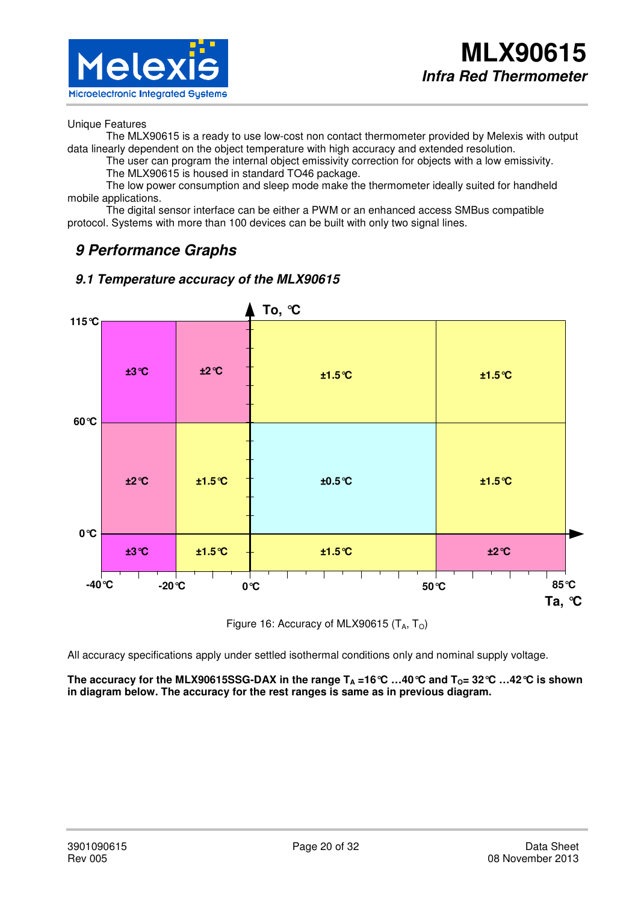Unique Features

The MLX90615 is a ready to use low-cost non contact thermometer provided by Melexis with output data linearly dependent on the object temperature with high accuracy and extended resolution.

The user can program the internal object emissivity correction for objects with a low emissivity.

The MLX90615 is housed in standard TO46 package.

The low power consumption and sleep mode make the thermometer ideally suited for handheld mobile applications.

The digital sensor interface can be either a PWM or an enhanced access SMBus compatible protocol. Systems with more than 100 devices can be built with only two signal lines.

## 9 Performance Graphs

### 9.1 Temperature accuracy of the MLX90615

| To \ Ta | -40℃ … -20℃ | -20℃ … 0℃ | 0℃ … 50℃ | 50℃ … 85℃ |
|---|---|---|---|---|
| 60℃ … 115℃ | ±3℃ | ±2℃ | ±1.5℃ | ±1.5℃ |
| 0℃ … 60℃ | ±2℃ | ±1.5℃ | ±0.5℃ | ±1.5℃ |
| below 0℃ | ±3℃ | ±1.5℃ | ±1.5℃ | ±2℃ |

Figure 16: Accuracy of MLX90615 ($T_A$, $T_O$)

All accuracy specifications apply under settled isothermal conditions only and nominal supply voltage.

**The accuracy for the MLX90615SSG-DAX in the range $T_A$ =16℃ …40℃ and $T_O$= 32℃ …42℃ is shown in diagram below. The accuracy for the rest ranges is same as in previous diagram.**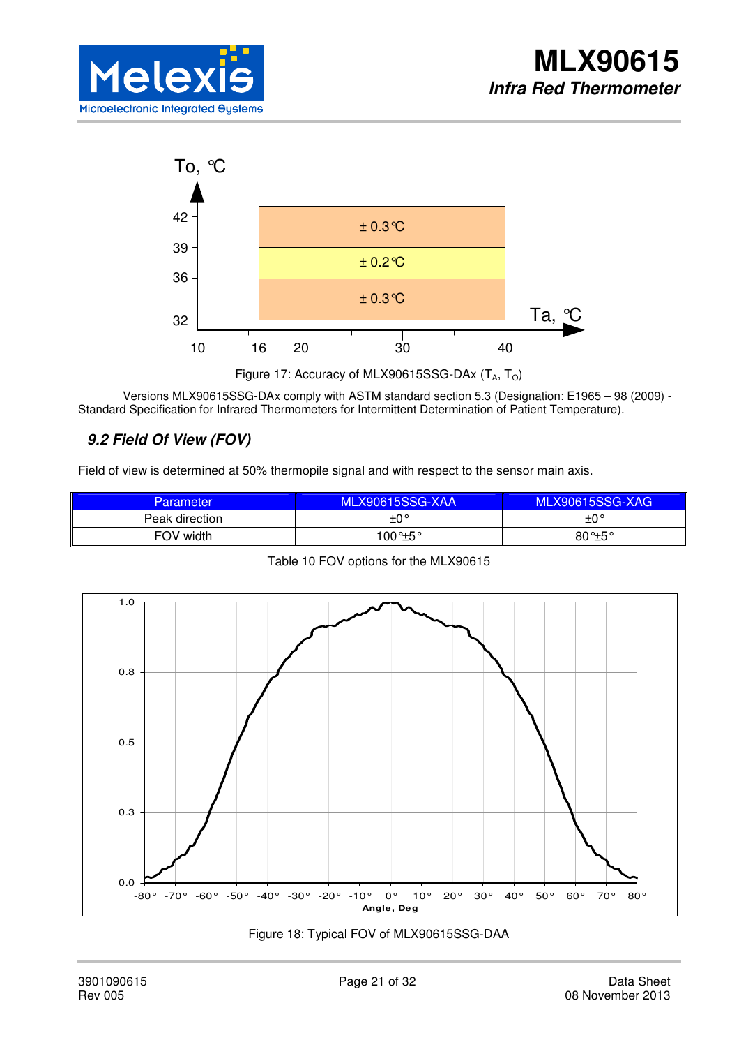Figure 17: Accuracy of MLX90615SSG-DAx ($T_A$, $T_O$)

Versions MLX90615SSG-DAx comply with ASTM standard section 5.3 (Designation: E1965 – 98 (2009) - Standard Specification for Infrared Thermometers for Intermittent Determination of Patient Temperature).

## *9.2 Field Of View (FOV)*

Field of view is determined at 50% thermopile signal and with respect to the sensor main axis.

| Parameter | MLX90615SSG-XAA | MLX90615SSG-XAG |
|---|---|---|
| Peak direction | ±0° | ±0° |
| FOV width | 100°±5° | 80°±5° |

Table 10 FOV options for the MLX90615

Figure 18: Typical FOV of MLX90615SSG-DAA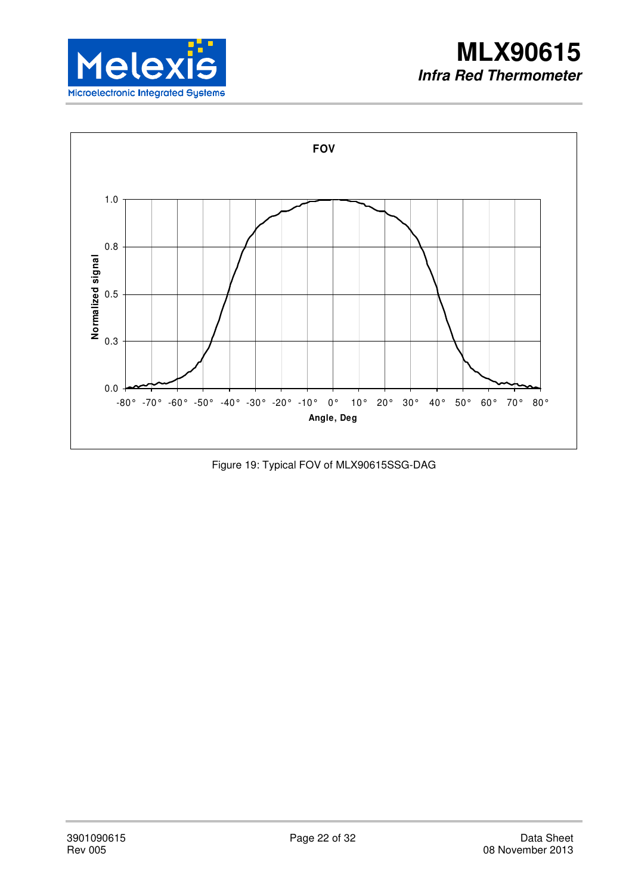Figure 19: Typical FOV of MLX90615SSG-DAG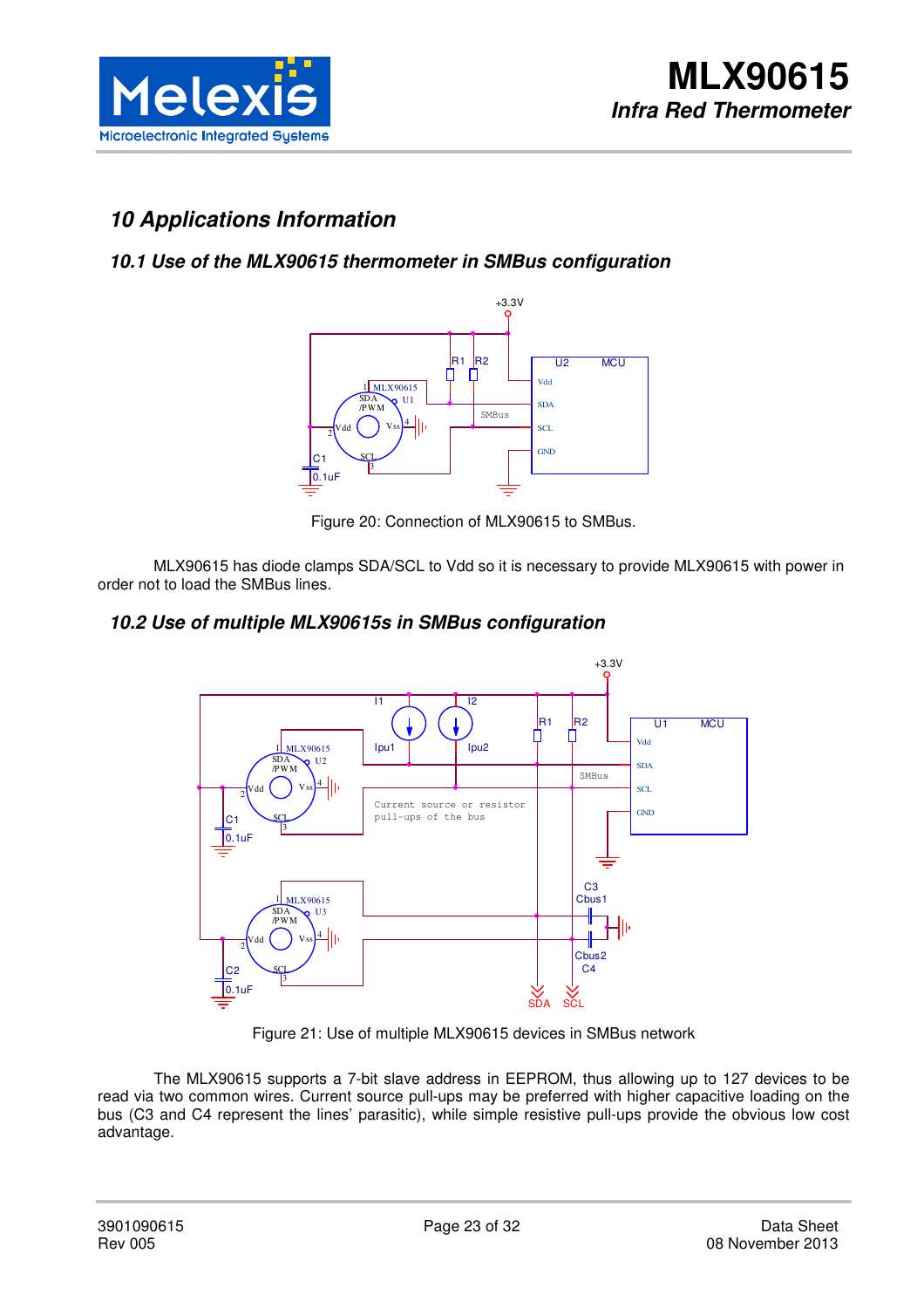# 10 Applications Information

## 10.1 Use of the MLX90615 thermometer in SMBus configuration

Figure 20: Connection of MLX90615 to SMBus.

MLX90615 has diode clamps SDA/SCL to Vdd so it is necessary to provide MLX90615 with power in order not to load the SMBus lines.

## 10.2 Use of multiple MLX90615s in SMBus configuration

Figure 21: Use of multiple MLX90615 devices in SMBus network

The MLX90615 supports a 7-bit slave address in EEPROM, thus allowing up to 127 devices to be read via two common wires. Current source pull-ups may be preferred with higher capacitive loading on the bus (C3 and C4 represent the lines' parasitic), while simple resistive pull-ups provide the obvious low cost advantage.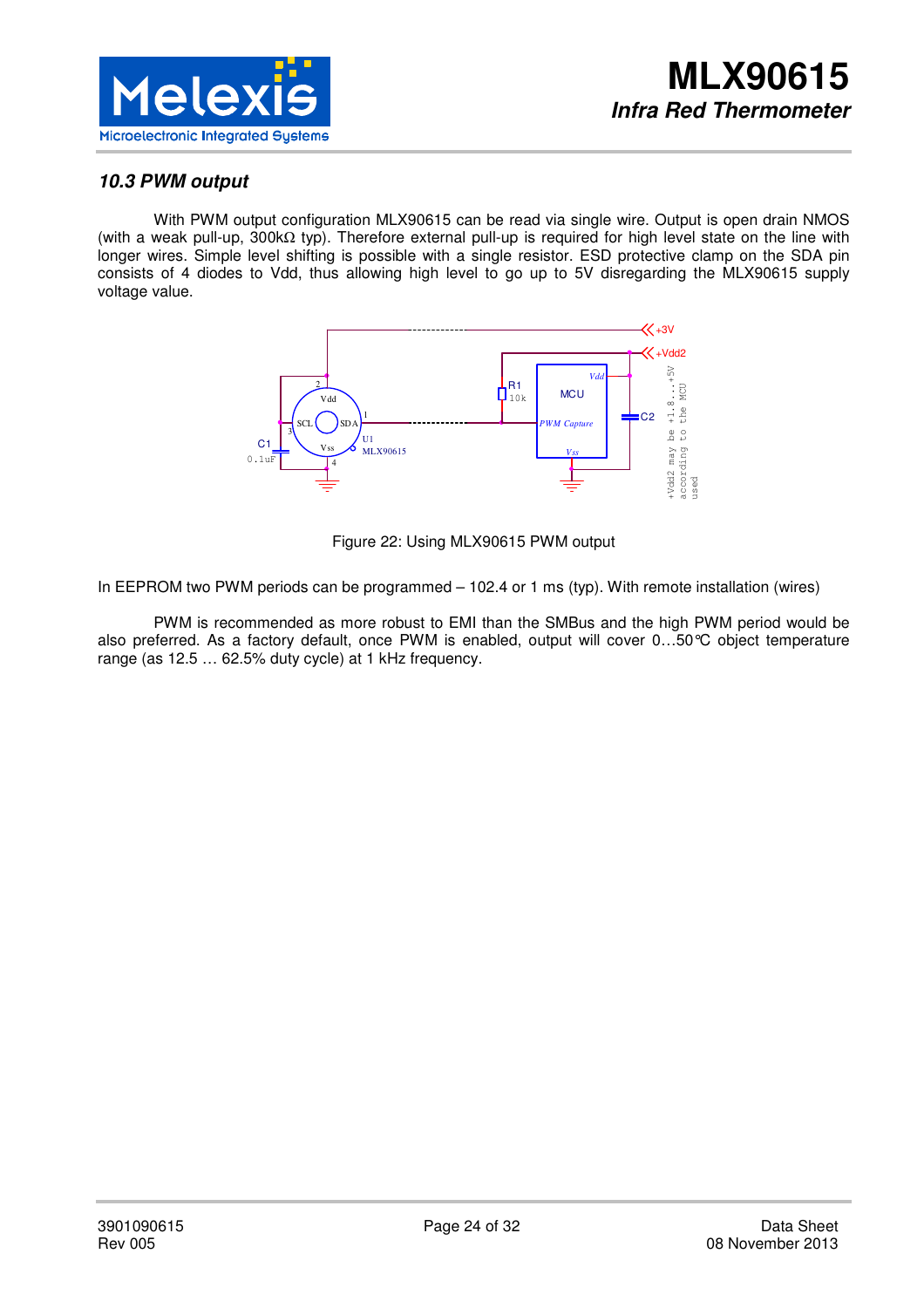### 10.3 PWM output

With PWM output configuration MLX90615 can be read via single wire. Output is open drain NMOS (with a weak pull-up, 300kΩ typ). Therefore external pull-up is required for high level state on the line with longer wires. Simple level shifting is possible with a single resistor. ESD protective clamp on the SDA pin consists of 4 diodes to Vdd, thus allowing high level to go up to 5V disregarding the MLX90615 supply voltage value.

Figure 22: Using MLX90615 PWM output

In EEPROM two PWM periods can be programmed – 102.4 or 1 ms (typ). With remote installation (wires)

PWM is recommended as more robust to EMI than the SMBus and the high PWM period would be also preferred. As a factory default, once PWM is enabled, output will cover 0…50℃ object temperature range (as 12.5 … 62.5% duty cycle) at 1 kHz frequency.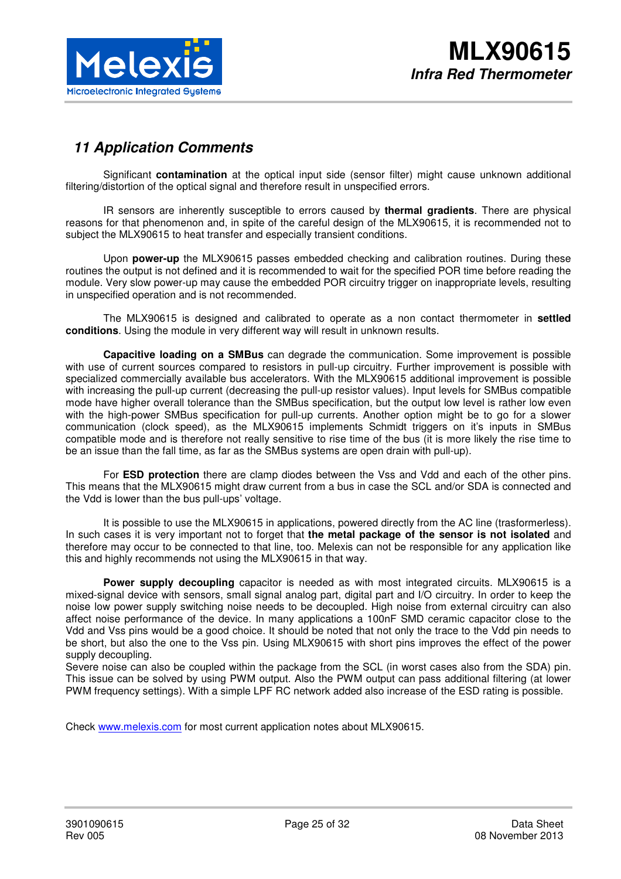# 11 Application Comments

Significant **contamination** at the optical input side (sensor filter) might cause unknown additional filtering/distortion of the optical signal and therefore result in unspecified errors.

IR sensors are inherently susceptible to errors caused by **thermal gradients**. There are physical reasons for that phenomenon and, in spite of the careful design of the MLX90615, it is recommended not to subject the MLX90615 to heat transfer and especially transient conditions.

Upon **power-up** the MLX90615 passes embedded checking and calibration routines. During these routines the output is not defined and it is recommended to wait for the specified POR time before reading the module. Very slow power-up may cause the embedded POR circuitry trigger on inappropriate levels, resulting in unspecified operation and is not recommended.

The MLX90615 is designed and calibrated to operate as a non contact thermometer in **settled conditions**. Using the module in very different way will result in unknown results.

**Capacitive loading on a SMBus** can degrade the communication. Some improvement is possible with use of current sources compared to resistors in pull-up circuitry. Further improvement is possible with specialized commercially available bus accelerators. With the MLX90615 additional improvement is possible with increasing the pull-up current (decreasing the pull-up resistor values). Input levels for SMBus compatible mode have higher overall tolerance than the SMBus specification, but the output low level is rather low even with the high-power SMBus specification for pull-up currents. Another option might be to go for a slower communication (clock speed), as the MLX90615 implements Schmidt triggers on it's inputs in SMBus compatible mode and is therefore not really sensitive to rise time of the bus (it is more likely the rise time to be an issue than the fall time, as far as the SMBus systems are open drain with pull-up).

For **ESD protection** there are clamp diodes between the Vss and Vdd and each of the other pins. This means that the MLX90615 might draw current from a bus in case the SCL and/or SDA is connected and the Vdd is lower than the bus pull-ups' voltage.

It is possible to use the MLX90615 in applications, powered directly from the AC line (trasformerless). In such cases it is very important not to forget that **the metal package of the sensor is not isolated** and therefore may occur to be connected to that line, too. Melexis can not be responsible for any application like this and highly recommends not using the MLX90615 in that way.

**Power supply decoupling** capacitor is needed as with most integrated circuits. MLX90615 is a mixed-signal device with sensors, small signal analog part, digital part and I/O circuitry. In order to keep the noise low power supply switching noise needs to be decoupled. High noise from external circuitry can also affect noise performance of the device. In many applications a 100nF SMD ceramic capacitor close to the Vdd and Vss pins would be a good choice. It should be noted that not only the trace to the Vdd pin needs to be short, but also the one to the Vss pin. Using MLX90615 with short pins improves the effect of the power supply decoupling.
Severe noise can also be coupled within the package from the SCL (in worst cases also from the SDA) pin. This issue can be solved by using PWM output. Also the PWM output can pass additional filtering (at lower PWM frequency settings). With a simple LPF RC network added also increase of the ESD rating is possible.

Check [www.melexis.com](http://www.melexis.com) for most current application notes about MLX90615.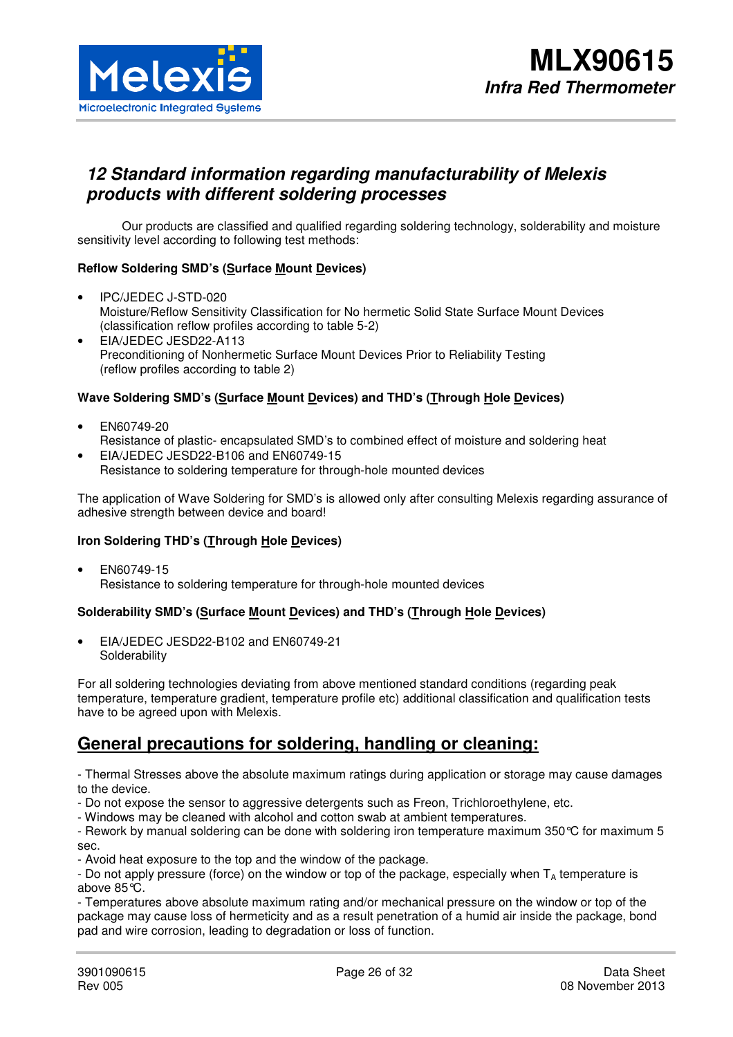## 12 Standard information regarding manufacturability of Melexis products with different soldering processes

Our products are classified and qualified regarding soldering technology, solderability and moisture sensitivity level according to following test methods:

**Reflow Soldering SMD's (Surface Mount Devices)**

- IPC/JEDEC J-STD-020
  Moisture/Reflow Sensitivity Classification for No hermetic Solid State Surface Mount Devices (classification reflow profiles according to table 5-2)
- EIA/JEDEC JESD22-A113
  Preconditioning of Nonhermetic Surface Mount Devices Prior to Reliability Testing (reflow profiles according to table 2)

**Wave Soldering SMD's (Surface Mount Devices) and THD's (Through Hole Devices)**

- EN60749-20
  Resistance of plastic- encapsulated SMD's to combined effect of moisture and soldering heat
- EIA/JEDEC JESD22-B106 and EN60749-15
  Resistance to soldering temperature for through-hole mounted devices

The application of Wave Soldering for SMD's is allowed only after consulting Melexis regarding assurance of adhesive strength between device and board!

**Iron Soldering THD's (Through Hole Devices)**

- EN60749-15
  Resistance to soldering temperature for through-hole mounted devices

**Solderability SMD's (Surface Mount Devices) and THD's (Through Hole Devices)**

- EIA/JEDEC JESD22-B102 and EN60749-21
  Solderability

For all soldering technologies deviating from above mentioned standard conditions (regarding peak temperature, temperature gradient, temperature profile etc) additional classification and qualification tests have to be agreed upon with Melexis.

## General precautions for soldering, handling or cleaning:

- Thermal Stresses above the absolute maximum ratings during application or storage may cause damages to the device.
- Do not expose the sensor to aggressive detergents such as Freon, Trichloroethylene, etc.
- Windows may be cleaned with alcohol and cotton swab at ambient temperatures.
- Rework by manual soldering can be done with soldering iron temperature maximum 350°C for maximum 5 sec.
- Avoid heat exposure to the top and the window of the package.
- Do not apply pressure (force) on the window or top of the package, especially when $T_A$ temperature is above 85°C.
- Temperatures above absolute maximum rating and/or mechanical pressure on the window or top of the package may cause loss of hermeticity and as a result penetration of a humid air inside the package, bond pad and wire corrosion, leading to degradation or loss of function.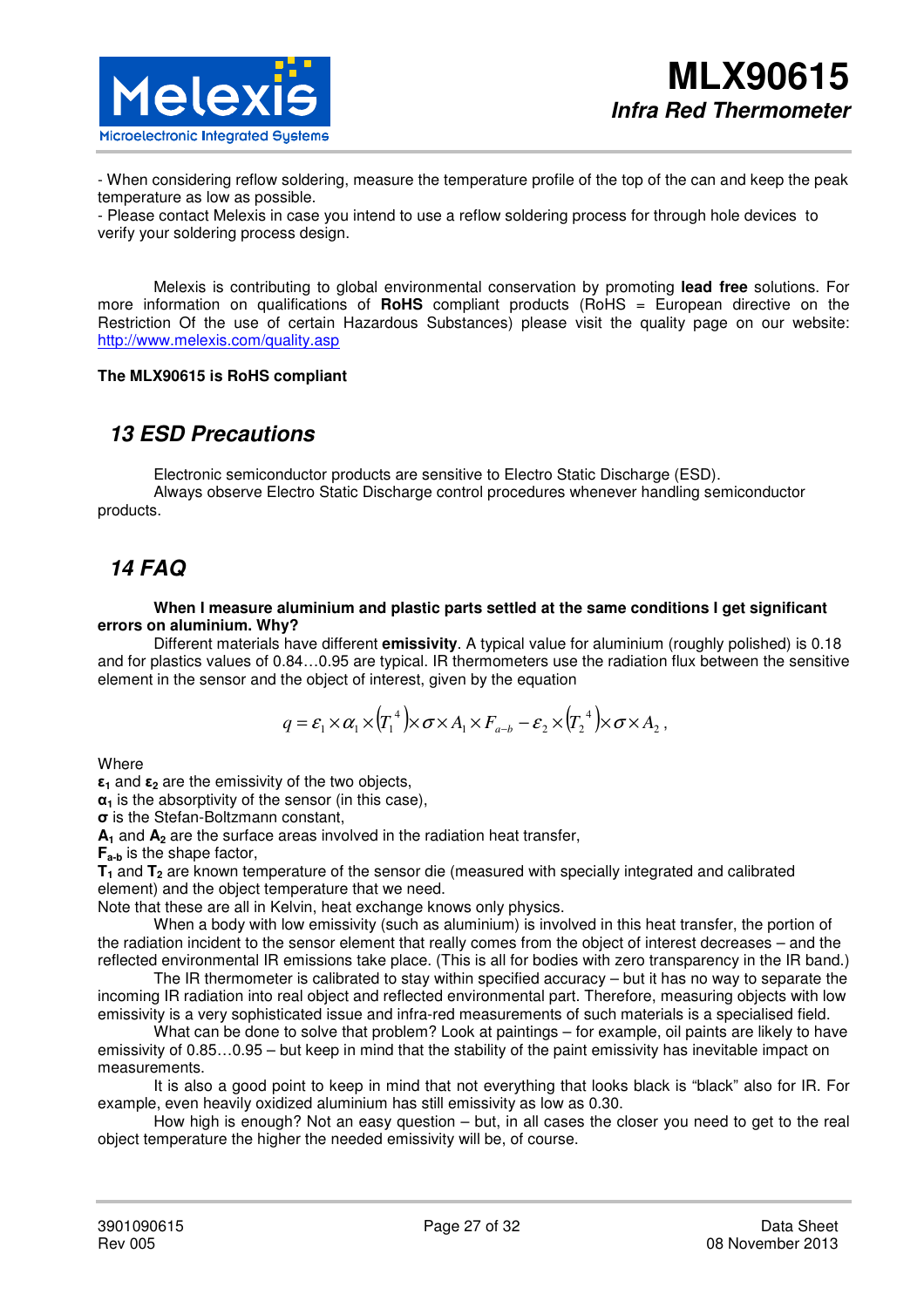- When considering reflow soldering, measure the temperature profile of the top of the can and keep the peak temperature as low as possible.
- Please contact Melexis in case you intend to use a reflow soldering process for through hole devices to verify your soldering process design.

Melexis is contributing to global environmental conservation by promoting **lead free** solutions. For more information on qualifications of **RoHS** compliant products (RoHS = European directive on the Restriction Of the use of certain Hazardous Substances) please visit the quality page on our website: http://www.melexis.com/quality.asp

**The MLX90615 is RoHS compliant**

## 13 ESD Precautions

Electronic semiconductor products are sensitive to Electro Static Discharge (ESD).
Always observe Electro Static Discharge control procedures whenever handling semiconductor products.

## 14 FAQ

**When I measure aluminium and plastic parts settled at the same conditions I get significant errors on aluminium. Why?**

Different materials have different **emissivity**. A typical value for aluminium (roughly polished) is 0.18 and for plastics values of 0.84…0.95 are typical. IR thermometers use the radiation flux between the sensitive element in the sensor and the object of interest, given by the equation

$$q = \varepsilon_1 \times \alpha_1 \times \left(T_1^{\,4}\right) \times \sigma \times A_1 \times F_{a-b} - \varepsilon_2 \times \left(T_2^{\,4}\right) \times \sigma \times A_2 \,,$$

Where
$\boldsymbol{\varepsilon_1}$ and $\boldsymbol{\varepsilon_2}$ are the emissivity of the two objects,
$\boldsymbol{\alpha_1}$ is the absorptivity of the sensor (in this case),
$\boldsymbol{\sigma}$ is the Stefan-Boltzmann constant,
$\mathbf{A_1}$ and $\mathbf{A_2}$ are the surface areas involved in the radiation heat transfer,
$\mathbf{F_{a\text{-}b}}$ is the shape factor,
$\mathbf{T_1}$ and $\mathbf{T_2}$ are known temperature of the sensor die (measured with specially integrated and calibrated element) and the object temperature that we need.
Note that these are all in Kelvin, heat exchange knows only physics.

When a body with low emissivity (such as aluminium) is involved in this heat transfer, the portion of the radiation incident to the sensor element that really comes from the object of interest decreases – and the reflected environmental IR emissions take place. (This is all for bodies with zero transparency in the IR band.)

The IR thermometer is calibrated to stay within specified accuracy – but it has no way to separate the incoming IR radiation into real object and reflected environmental part. Therefore, measuring objects with low emissivity is a very sophisticated issue and infra-red measurements of such materials is a specialised field.

What can be done to solve that problem? Look at paintings – for example, oil paints are likely to have emissivity of 0.85…0.95 – but keep in mind that the stability of the paint emissivity has inevitable impact on measurements.

It is also a good point to keep in mind that not everything that looks black is "black" also for IR. For example, even heavily oxidized aluminium has still emissivity as low as 0.30.

How high is enough? Not an easy question – but, in all cases the closer you need to get to the real object temperature the higher the needed emissivity will be, of course.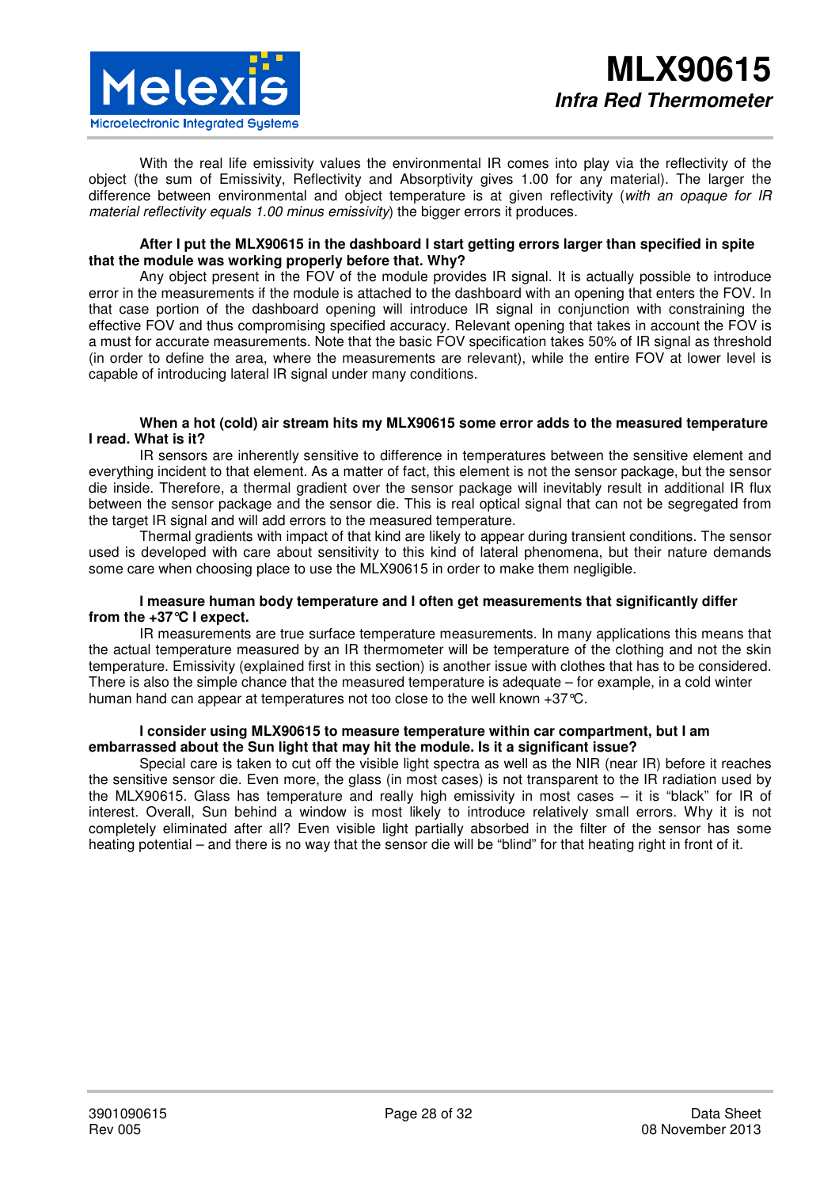With the real life emissivity values the environmental IR comes into play via the reflectivity of the object (the sum of Emissivity, Reflectivity and Absorptivity gives 1.00 for any material). The larger the difference between environmental and object temperature is at given reflectivity (*with an opaque for IR material reflectivity equals 1.00 minus emissivity*) the bigger errors it produces.

**After I put the MLX90615 in the dashboard I start getting errors larger than specified in spite that the module was working properly before that. Why?**

Any object present in the FOV of the module provides IR signal. It is actually possible to introduce error in the measurements if the module is attached to the dashboard with an opening that enters the FOV. In that case portion of the dashboard opening will introduce IR signal in conjunction with constraining the effective FOV and thus compromising specified accuracy. Relevant opening that takes in account the FOV is a must for accurate measurements. Note that the basic FOV specification takes 50% of IR signal as threshold (in order to define the area, where the measurements are relevant), while the entire FOV at lower level is capable of introducing lateral IR signal under many conditions.

**When a hot (cold) air stream hits my MLX90615 some error adds to the measured temperature I read. What is it?**

IR sensors are inherently sensitive to difference in temperatures between the sensitive element and everything incident to that element. As a matter of fact, this element is not the sensor package, but the sensor die inside. Therefore, a thermal gradient over the sensor package will inevitably result in additional IR flux between the sensor package and the sensor die. This is real optical signal that can not be segregated from the target IR signal and will add errors to the measured temperature.

Thermal gradients with impact of that kind are likely to appear during transient conditions. The sensor used is developed with care about sensitivity to this kind of lateral phenomena, but their nature demands some care when choosing place to use the MLX90615 in order to make them negligible.

**I measure human body temperature and I often get measurements that significantly differ from the +37°C I expect.**

IR measurements are true surface temperature measurements. In many applications this means that the actual temperature measured by an IR thermometer will be temperature of the clothing and not the skin temperature. Emissivity (explained first in this section) is another issue with clothes that has to be considered. There is also the simple chance that the measured temperature is adequate – for example, in a cold winter human hand can appear at temperatures not too close to the well known +37°C.

**I consider using MLX90615 to measure temperature within car compartment, but I am embarrassed about the Sun light that may hit the module. Is it a significant issue?**

Special care is taken to cut off the visible light spectra as well as the NIR (near IR) before it reaches the sensitive sensor die. Even more, the glass (in most cases) is not transparent to the IR radiation used by the MLX90615. Glass has temperature and really high emissivity in most cases – it is "black" for IR of interest. Overall, Sun behind a window is most likely to introduce relatively small errors. Why it is not completely eliminated after all? Even visible light partially absorbed in the filter of the sensor has some heating potential – and there is no way that the sensor die will be "blind" for that heating right in front of it.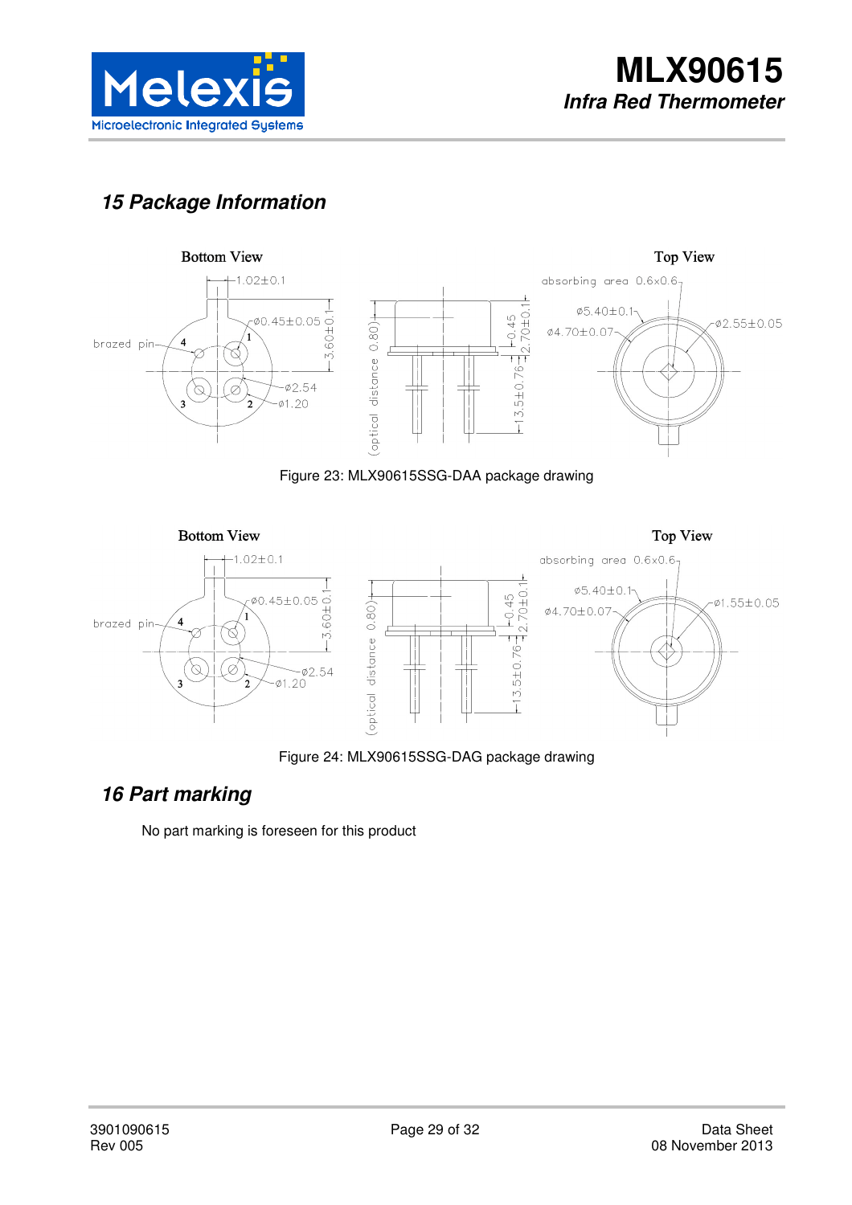## 15 Package Information

Figure 23: MLX90615SSG-DAA package drawing

Figure 24: MLX90615SSG-DAG package drawing

## 16 Part marking

No part marking is foreseen for this product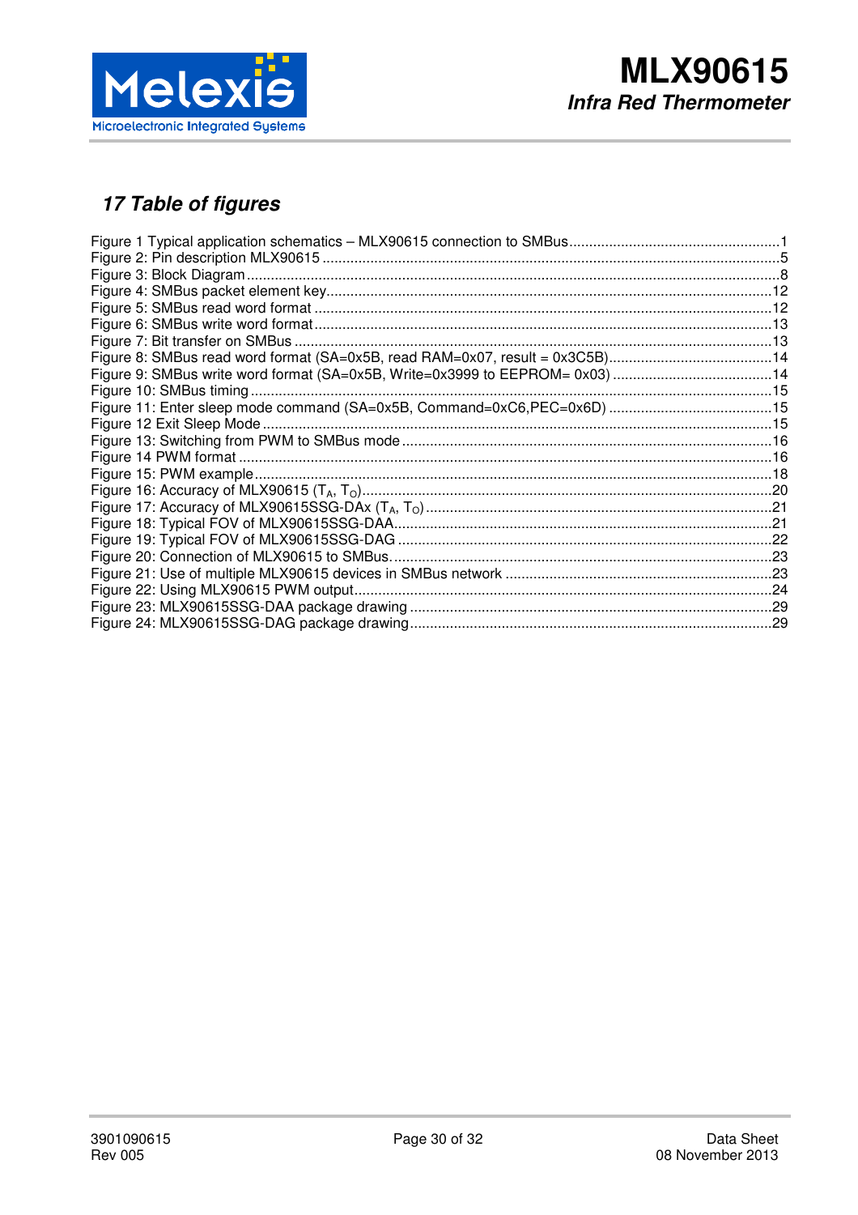## 17 Table of figures

Figure 1 Typical application schematics – MLX90615 connection to SMBus....................................................1
Figure 2: Pin description MLX90615 .................................................................................................................5
Figure 3: Block Diagram ....................................................................................................................................8
Figure 4: SMBus packet element key..............................................................................................................12
Figure 5: SMBus read word format .................................................................................................................12
Figure 6: SMBus write word format.................................................................................................................13
Figure 7: Bit transfer on SMBus ......................................................................................................................13
Figure 8: SMBus read word format (SA=0x5B, read RAM=0x07, result = 0x3C5B).........................................14
Figure 9: SMBus write word format (SA=0x5B, Write=0x3999 to EEPROM= 0x03) ........................................14
Figure 10: SMBus timing .................................................................................................................................15
Figure 11: Enter sleep mode command (SA=0x5B, Command=0xC6,PEC=0x6D) .........................................15
Figure 12 Exit Sleep Mode ..............................................................................................................................15
Figure 13: Switching from PWM to SMBus mode ...........................................................................................16
Figure 14 PWM format ....................................................................................................................................16
Figure 15: PWM example................................................................................................................................18
Figure 16: Accuracy of MLX90615 ($T_A$, $T_O$).......................................................................................................20
Figure 17: Accuracy of MLX90615SSG-DAx ($T_A$, $T_O$).....................................................................................21
Figure 18: Typical FOV of MLX90615SSG-DAA..............................................................................................21
Figure 19: Typical FOV of MLX90615SSG-DAG .............................................................................................22
Figure 20: Connection of MLX90615 to SMBus...............................................................................................23
Figure 21: Use of multiple MLX90615 devices in SMBus network ..................................................................23
Figure 22: Using MLX90615 PWM output........................................................................................................24
Figure 23: MLX90615SSG-DAA package drawing ..........................................................................................29
Figure 24: MLX90615SSG-DAG package drawing..........................................................................................29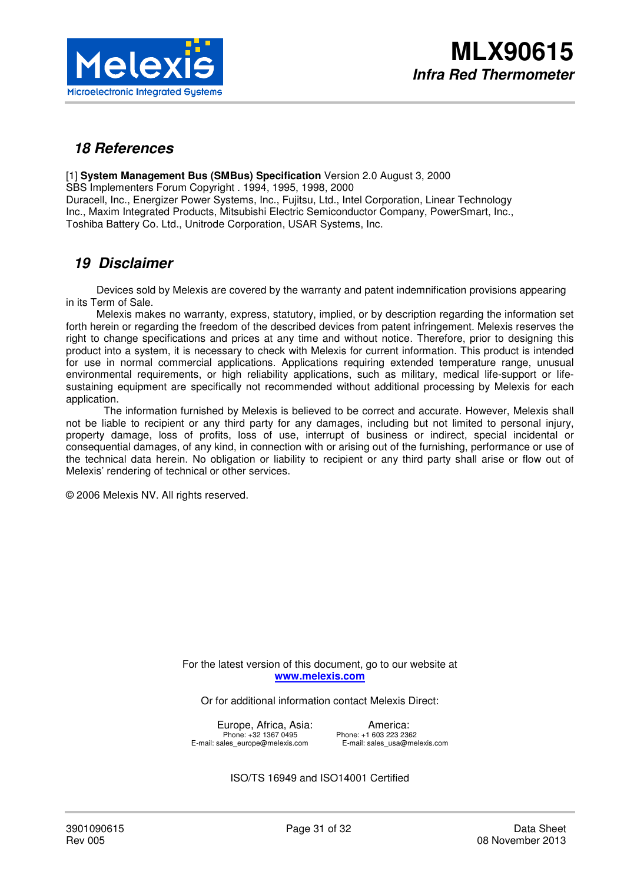## 18 References

[1] **System Management Bus (SMBus) Specification** Version 2.0 August 3, 2000
SBS Implementers Forum Copyright . 1994, 1995, 1998, 2000
Duracell, Inc., Energizer Power Systems, Inc., Fujitsu, Ltd., Intel Corporation, Linear Technology Inc., Maxim Integrated Products, Mitsubishi Electric Semiconductor Company, PowerSmart, Inc., Toshiba Battery Co. Ltd., Unitrode Corporation, USAR Systems, Inc.

## 19 Disclaimer

Devices sold by Melexis are covered by the warranty and patent indemnification provisions appearing in its Term of Sale.

Melexis makes no warranty, express, statutory, implied, or by description regarding the information set forth herein or regarding the freedom of the described devices from patent infringement. Melexis reserves the right to change specifications and prices at any time and without notice. Therefore, prior to designing this product into a system, it is necessary to check with Melexis for current information. This product is intended for use in normal commercial applications. Applications requiring extended temperature range, unusual environmental requirements, or high reliability applications, such as military, medical life-support or life-sustaining equipment are specifically not recommended without additional processing by Melexis for each application.

The information furnished by Melexis is believed to be correct and accurate. However, Melexis shall not be liable to recipient or any third party for any damages, including but not limited to personal injury, property damage, loss of profits, loss of use, interrupt of business or indirect, special incidental or consequential damages, of any kind, in connection with or arising out of the furnishing, performance or use of the technical data herein. No obligation or liability to recipient or any third party shall arise or flow out of Melexis' rendering of technical or other services.

© 2006 Melexis NV. All rights reserved.

For the latest version of this document, go to our website at
**www.melexis.com**

Or for additional information contact Melexis Direct:

Europe, Africa, Asia:
Phone: +32 1367 0495
E-mail: sales_europe@melexis.com

America:
Phone: +1 603 223 2362
E-mail: sales_usa@melexis.com

ISO/TS 16949 and ISO14001 Certified